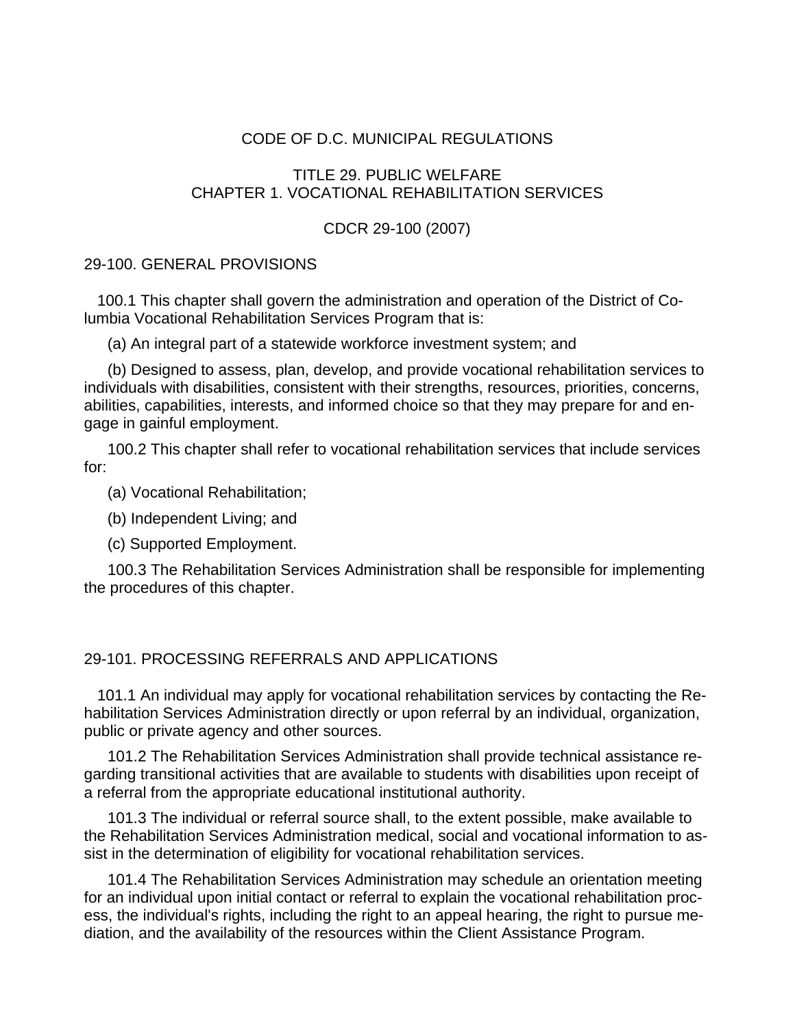# CODE OF D.C. MUNICIPAL REGULATIONS

## TITLE 29. PUBLIC WELFARE
## CHAPTER 1. VOCATIONAL REHABILITATION SERVICES

CDCR 29-100 (2007)

### 29-100. GENERAL PROVISIONS

100.1 This chapter shall govern the administration and operation of the District of Columbia Vocational Rehabilitation Services Program that is:

(a) An integral part of a statewide workforce investment system; and

(b) Designed to assess, plan, develop, and provide vocational rehabilitation services to individuals with disabilities, consistent with their strengths, resources, priorities, concerns, abilities, capabilities, interests, and informed choice so that they may prepare for and engage in gainful employment.

100.2 This chapter shall refer to vocational rehabilitation services that include services for:

(a) Vocational Rehabilitation;

(b) Independent Living; and

(c) Supported Employment.

100.3 The Rehabilitation Services Administration shall be responsible for implementing the procedures of this chapter.

### 29-101. PROCESSING REFERRALS AND APPLICATIONS

101.1 An individual may apply for vocational rehabilitation services by contacting the Rehabilitation Services Administration directly or upon referral by an individual, organization, public or private agency and other sources.

101.2 The Rehabilitation Services Administration shall provide technical assistance regarding transitional activities that are available to students with disabilities upon receipt of a referral from the appropriate educational institutional authority.

101.3 The individual or referral source shall, to the extent possible, make available to the Rehabilitation Services Administration medical, social and vocational information to assist in the determination of eligibility for vocational rehabilitation services.

101.4 The Rehabilitation Services Administration may schedule an orientation meeting for an individual upon initial contact or referral to explain the vocational rehabilitation process, the individual's rights, including the right to an appeal hearing, the right to pursue mediation, and the availability of the resources within the Client Assistance Program.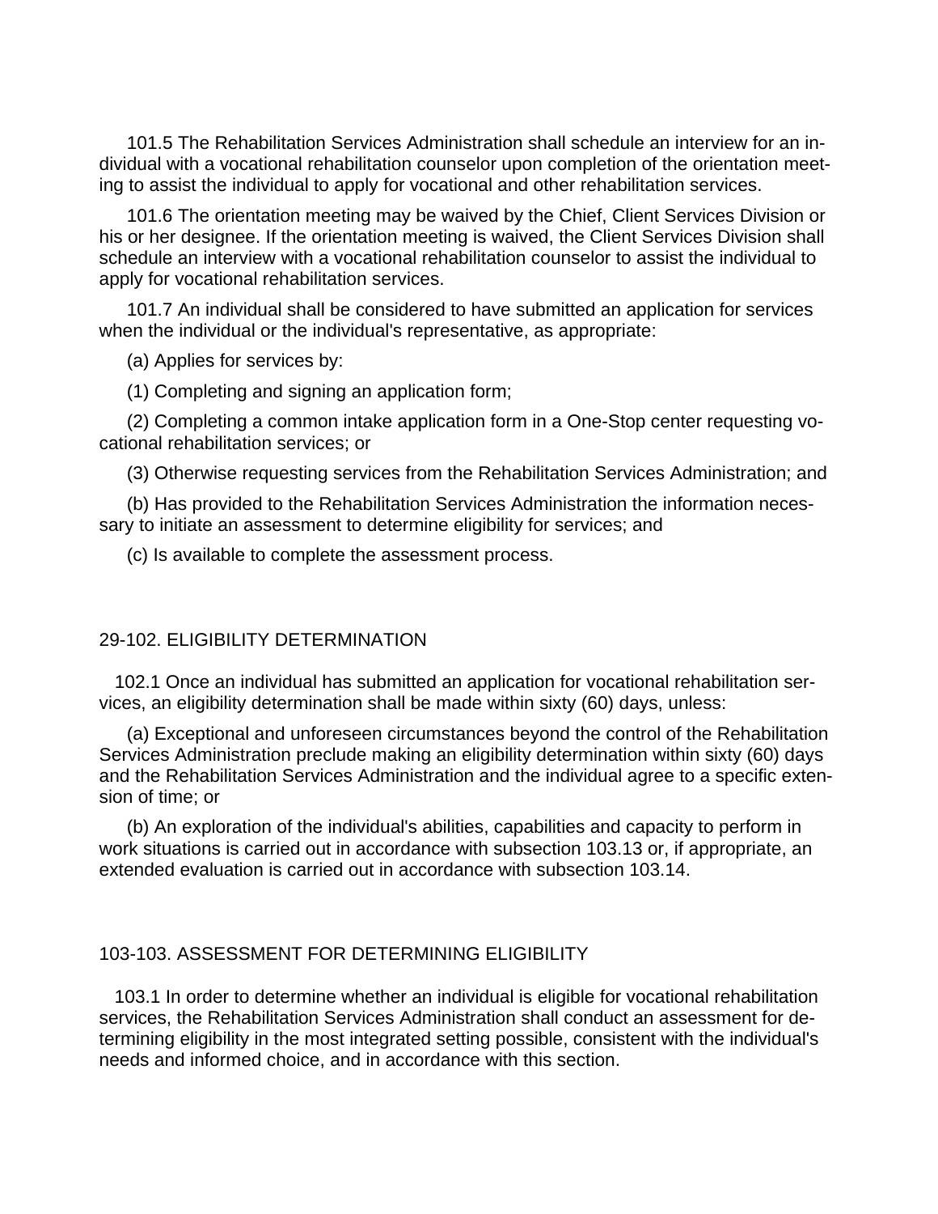101.5 The Rehabilitation Services Administration shall schedule an interview for an individual with a vocational rehabilitation counselor upon completion of the orientation meeting to assist the individual to apply for vocational and other rehabilitation services.

101.6 The orientation meeting may be waived by the Chief, Client Services Division or his or her designee. If the orientation meeting is waived, the Client Services Division shall schedule an interview with a vocational rehabilitation counselor to assist the individual to apply for vocational rehabilitation services.

101.7 An individual shall be considered to have submitted an application for services when the individual or the individual's representative, as appropriate:

(a) Applies for services by:

(1) Completing and signing an application form;

(2) Completing a common intake application form in a One-Stop center requesting vocational rehabilitation services; or

(3) Otherwise requesting services from the Rehabilitation Services Administration; and

(b) Has provided to the Rehabilitation Services Administration the information necessary to initiate an assessment to determine eligibility for services; and

(c) Is available to complete the assessment process.

## 29-102. ELIGIBILITY DETERMINATION

102.1 Once an individual has submitted an application for vocational rehabilitation services, an eligibility determination shall be made within sixty (60) days, unless:

(a) Exceptional and unforeseen circumstances beyond the control of the Rehabilitation Services Administration preclude making an eligibility determination within sixty (60) days and the Rehabilitation Services Administration and the individual agree to a specific extension of time; or

(b) An exploration of the individual's abilities, capabilities and capacity to perform in work situations is carried out in accordance with subsection 103.13 or, if appropriate, an extended evaluation is carried out in accordance with subsection 103.14.

## 103-103. ASSESSMENT FOR DETERMINING ELIGIBILITY

103.1 In order to determine whether an individual is eligible for vocational rehabilitation services, the Rehabilitation Services Administration shall conduct an assessment for determining eligibility in the most integrated setting possible, consistent with the individual's needs and informed choice, and in accordance with this section.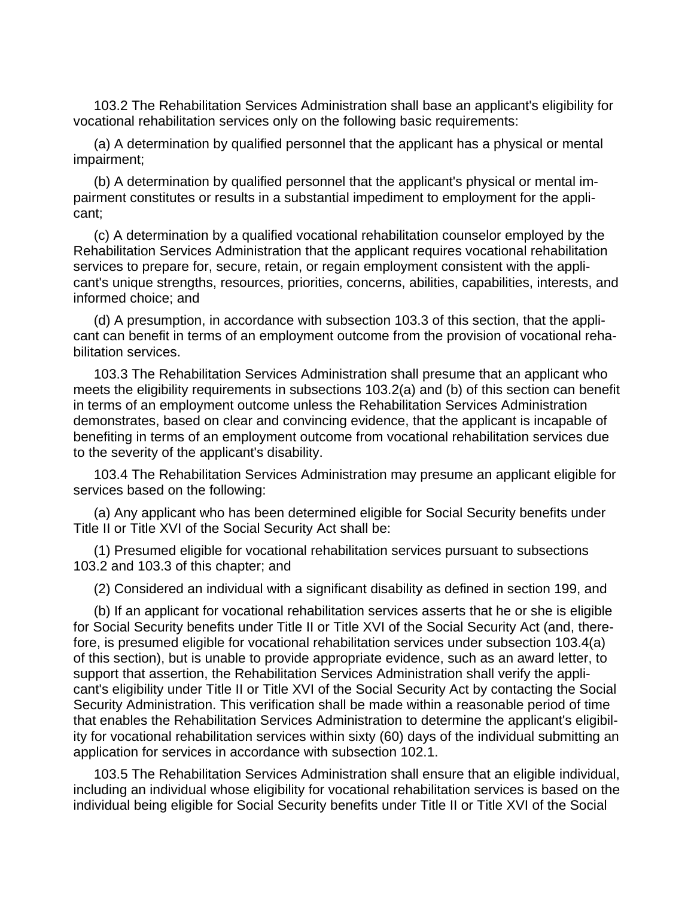103.2 The Rehabilitation Services Administration shall base an applicant's eligibility for vocational rehabilitation services only on the following basic requirements:

(a) A determination by qualified personnel that the applicant has a physical or mental impairment;

(b) A determination by qualified personnel that the applicant's physical or mental impairment constitutes or results in a substantial impediment to employment for the applicant;

(c) A determination by a qualified vocational rehabilitation counselor employed by the Rehabilitation Services Administration that the applicant requires vocational rehabilitation services to prepare for, secure, retain, or regain employment consistent with the applicant's unique strengths, resources, priorities, concerns, abilities, capabilities, interests, and informed choice; and

(d) A presumption, in accordance with subsection 103.3 of this section, that the applicant can benefit in terms of an employment outcome from the provision of vocational rehabilitation services.

103.3 The Rehabilitation Services Administration shall presume that an applicant who meets the eligibility requirements in subsections 103.2(a) and (b) of this section can benefit in terms of an employment outcome unless the Rehabilitation Services Administration demonstrates, based on clear and convincing evidence, that the applicant is incapable of benefiting in terms of an employment outcome from vocational rehabilitation services due to the severity of the applicant's disability.

103.4 The Rehabilitation Services Administration may presume an applicant eligible for services based on the following:

(a) Any applicant who has been determined eligible for Social Security benefits under Title II or Title XVI of the Social Security Act shall be:

(1) Presumed eligible for vocational rehabilitation services pursuant to subsections 103.2 and 103.3 of this chapter; and

(2) Considered an individual with a significant disability as defined in section 199, and

(b) If an applicant for vocational rehabilitation services asserts that he or she is eligible for Social Security benefits under Title II or Title XVI of the Social Security Act (and, therefore, is presumed eligible for vocational rehabilitation services under subsection 103.4(a) of this section), but is unable to provide appropriate evidence, such as an award letter, to support that assertion, the Rehabilitation Services Administration shall verify the applicant's eligibility under Title II or Title XVI of the Social Security Act by contacting the Social Security Administration. This verification shall be made within a reasonable period of time that enables the Rehabilitation Services Administration to determine the applicant's eligibility for vocational rehabilitation services within sixty (60) days of the individual submitting an application for services in accordance with subsection 102.1.

103.5 The Rehabilitation Services Administration shall ensure that an eligible individual, including an individual whose eligibility for vocational rehabilitation services is based on the individual being eligible for Social Security benefits under Title II or Title XVI of the Social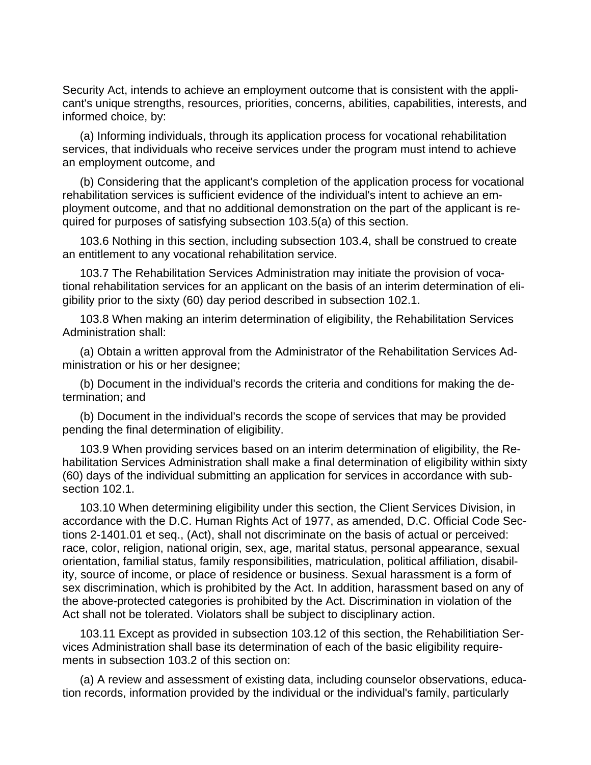Security Act, intends to achieve an employment outcome that is consistent with the applicant's unique strengths, resources, priorities, concerns, abilities, capabilities, interests, and informed choice, by:

(a) Informing individuals, through its application process for vocational rehabilitation services, that individuals who receive services under the program must intend to achieve an employment outcome, and

(b) Considering that the applicant's completion of the application process for vocational rehabilitation services is sufficient evidence of the individual's intent to achieve an employment outcome, and that no additional demonstration on the part of the applicant is required for purposes of satisfying subsection 103.5(a) of this section.

103.6 Nothing in this section, including subsection 103.4, shall be construed to create an entitlement to any vocational rehabilitation service.

103.7 The Rehabilitation Services Administration may initiate the provision of vocational rehabilitation services for an applicant on the basis of an interim determination of eligibility prior to the sixty (60) day period described in subsection 102.1.

103.8 When making an interim determination of eligibility, the Rehabilitation Services Administration shall:

(a) Obtain a written approval from the Administrator of the Rehabilitation Services Administration or his or her designee;

(b) Document in the individual's records the criteria and conditions for making the determination; and

(b) Document in the individual's records the scope of services that may be provided pending the final determination of eligibility.

103.9 When providing services based on an interim determination of eligibility, the Rehabilitation Services Administration shall make a final determination of eligibility within sixty (60) days of the individual submitting an application for services in accordance with subsection 102.1.

103.10 When determining eligibility under this section, the Client Services Division, in accordance with the D.C. Human Rights Act of 1977, as amended, D.C. Official Code Sections 2-1401.01 et seq., (Act), shall not discriminate on the basis of actual or perceived: race, color, religion, national origin, sex, age, marital status, personal appearance, sexual orientation, familial status, family responsibilities, matriculation, political affiliation, disability, source of income, or place of residence or business. Sexual harassment is a form of sex discrimination, which is prohibited by the Act. In addition, harassment based on any of the above-protected categories is prohibited by the Act. Discrimination in violation of the Act shall not be tolerated. Violators shall be subject to disciplinary action.

103.11 Except as provided in subsection 103.12 of this section, the Rehabilitiation Services Administration shall base its determination of each of the basic eligibility requirements in subsection 103.2 of this section on:

(a) A review and assessment of existing data, including counselor observations, education records, information provided by the individual or the individual's family, particularly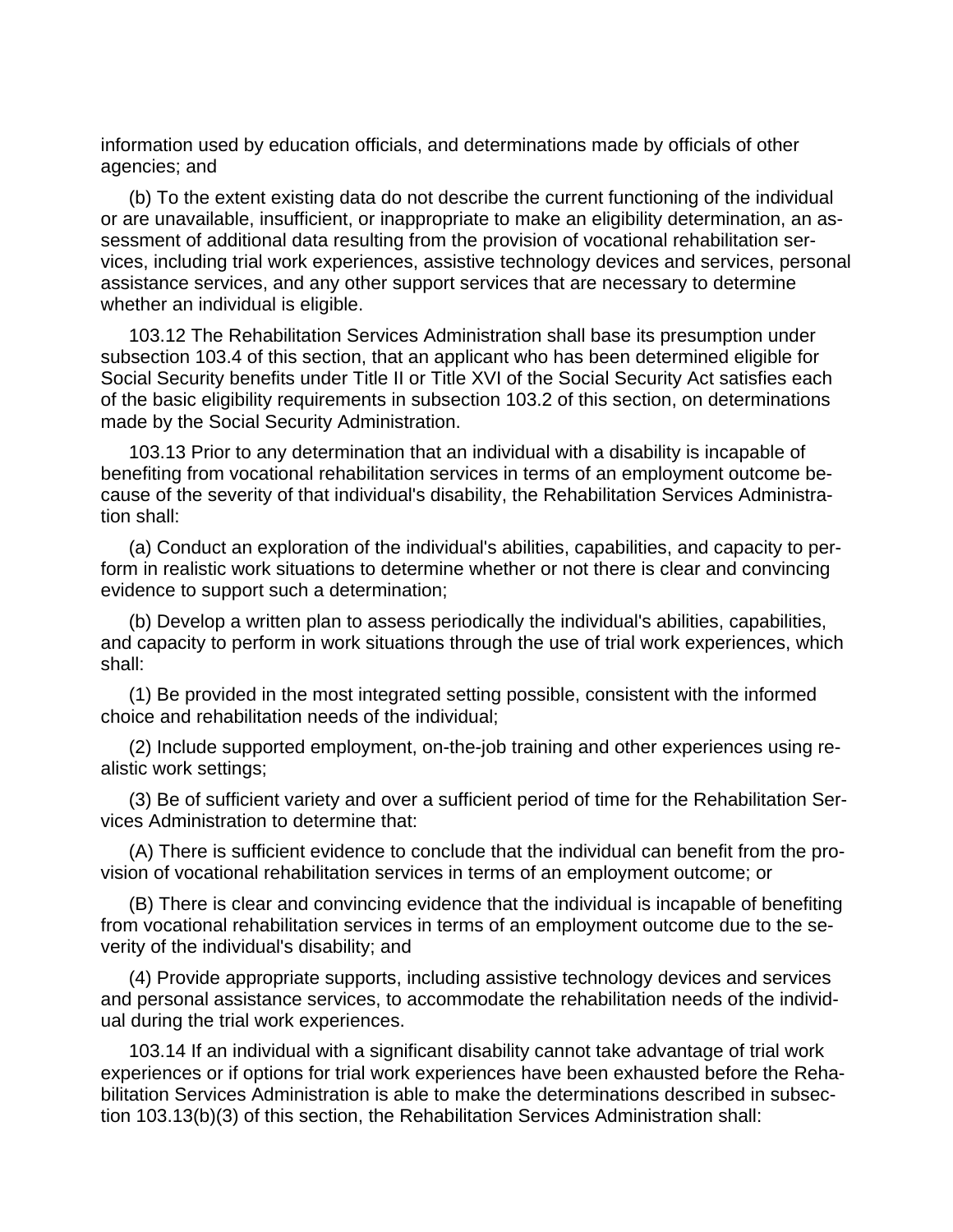information used by education officials, and determinations made by officials of other agencies; and

(b) To the extent existing data do not describe the current functioning of the individual or are unavailable, insufficient, or inappropriate to make an eligibility determination, an assessment of additional data resulting from the provision of vocational rehabilitation services, including trial work experiences, assistive technology devices and services, personal assistance services, and any other support services that are necessary to determine whether an individual is eligible.

103.12 The Rehabilitation Services Administration shall base its presumption under subsection 103.4 of this section, that an applicant who has been determined eligible for Social Security benefits under Title II or Title XVI of the Social Security Act satisfies each of the basic eligibility requirements in subsection 103.2 of this section, on determinations made by the Social Security Administration.

103.13 Prior to any determination that an individual with a disability is incapable of benefiting from vocational rehabilitation services in terms of an employment outcome because of the severity of that individual's disability, the Rehabilitation Services Administration shall:

(a) Conduct an exploration of the individual's abilities, capabilities, and capacity to perform in realistic work situations to determine whether or not there is clear and convincing evidence to support such a determination;

(b) Develop a written plan to assess periodically the individual's abilities, capabilities, and capacity to perform in work situations through the use of trial work experiences, which shall:

(1) Be provided in the most integrated setting possible, consistent with the informed choice and rehabilitation needs of the individual;

(2) Include supported employment, on-the-job training and other experiences using realistic work settings;

(3) Be of sufficient variety and over a sufficient period of time for the Rehabilitation Services Administration to determine that:

(A) There is sufficient evidence to conclude that the individual can benefit from the provision of vocational rehabilitation services in terms of an employment outcome; or

(B) There is clear and convincing evidence that the individual is incapable of benefiting from vocational rehabilitation services in terms of an employment outcome due to the severity of the individual's disability; and

(4) Provide appropriate supports, including assistive technology devices and services and personal assistance services, to accommodate the rehabilitation needs of the individual during the trial work experiences.

103.14 If an individual with a significant disability cannot take advantage of trial work experiences or if options for trial work experiences have been exhausted before the Rehabilitation Services Administration is able to make the determinations described in subsection 103.13(b)(3) of this section, the Rehabilitation Services Administration shall: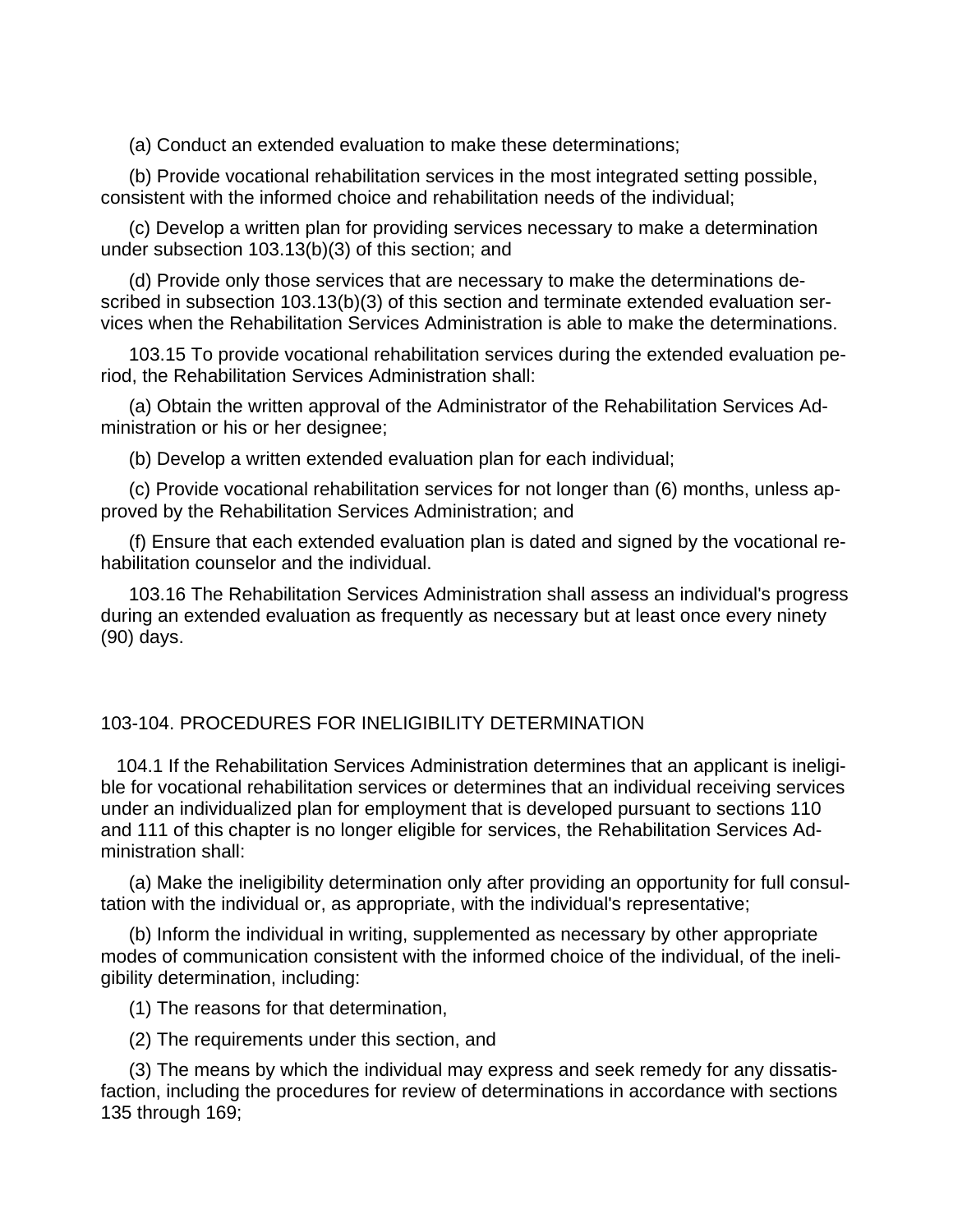(a) Conduct an extended evaluation to make these determinations;

(b) Provide vocational rehabilitation services in the most integrated setting possible, consistent with the informed choice and rehabilitation needs of the individual;

(c) Develop a written plan for providing services necessary to make a determination under subsection 103.13(b)(3) of this section; and

(d) Provide only those services that are necessary to make the determinations described in subsection 103.13(b)(3) of this section and terminate extended evaluation services when the Rehabilitation Services Administration is able to make the determinations.

103.15 To provide vocational rehabilitation services during the extended evaluation period, the Rehabilitation Services Administration shall:

(a) Obtain the written approval of the Administrator of the Rehabilitation Services Administration or his or her designee;

(b) Develop a written extended evaluation plan for each individual;

(c) Provide vocational rehabilitation services for not longer than (6) months, unless approved by the Rehabilitation Services Administration; and

(f) Ensure that each extended evaluation plan is dated and signed by the vocational rehabilitation counselor and the individual.

103.16 The Rehabilitation Services Administration shall assess an individual's progress during an extended evaluation as frequently as necessary but at least once every ninety (90) days.

## 103-104. PROCEDURES FOR INELIGIBILITY DETERMINATION

104.1 If the Rehabilitation Services Administration determines that an applicant is ineligible for vocational rehabilitation services or determines that an individual receiving services under an individualized plan for employment that is developed pursuant to sections 110 and 111 of this chapter is no longer eligible for services, the Rehabilitation Services Administration shall:

(a) Make the ineligibility determination only after providing an opportunity for full consultation with the individual or, as appropriate, with the individual's representative;

(b) Inform the individual in writing, supplemented as necessary by other appropriate modes of communication consistent with the informed choice of the individual, of the ineligibility determination, including:

(1) The reasons for that determination,

(2) The requirements under this section, and

(3) The means by which the individual may express and seek remedy for any dissatisfaction, including the procedures for review of determinations in accordance with sections 135 through 169;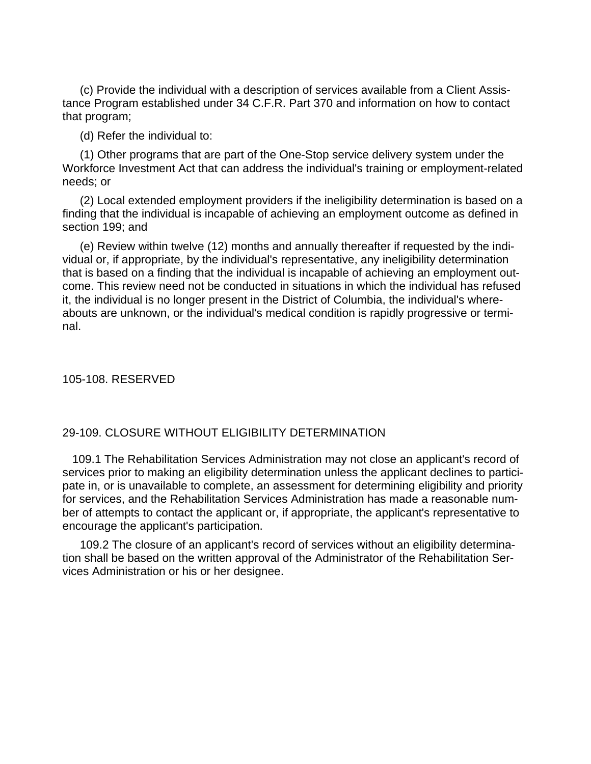(c) Provide the individual with a description of services available from a Client Assistance Program established under 34 C.F.R. Part 370 and information on how to contact that program;

(d) Refer the individual to:

(1) Other programs that are part of the One-Stop service delivery system under the Workforce Investment Act that can address the individual's training or employment-related needs; or

(2) Local extended employment providers if the ineligibility determination is based on a finding that the individual is incapable of achieving an employment outcome as defined in section 199; and

(e) Review within twelve (12) months and annually thereafter if requested by the individual or, if appropriate, by the individual's representative, any ineligibility determination that is based on a finding that the individual is incapable of achieving an employment outcome. This review need not be conducted in situations in which the individual has refused it, the individual is no longer present in the District of Columbia, the individual's whereabouts are unknown, or the individual's medical condition is rapidly progressive or terminal.

105-108. RESERVED

## 29-109. CLOSURE WITHOUT ELIGIBILITY DETERMINATION

109.1 The Rehabilitation Services Administration may not close an applicant's record of services prior to making an eligibility determination unless the applicant declines to participate in, or is unavailable to complete, an assessment for determining eligibility and priority for services, and the Rehabilitation Services Administration has made a reasonable number of attempts to contact the applicant or, if appropriate, the applicant's representative to encourage the applicant's participation.

109.2 The closure of an applicant's record of services without an eligibility determination shall be based on the written approval of the Administrator of the Rehabilitation Services Administration or his or her designee.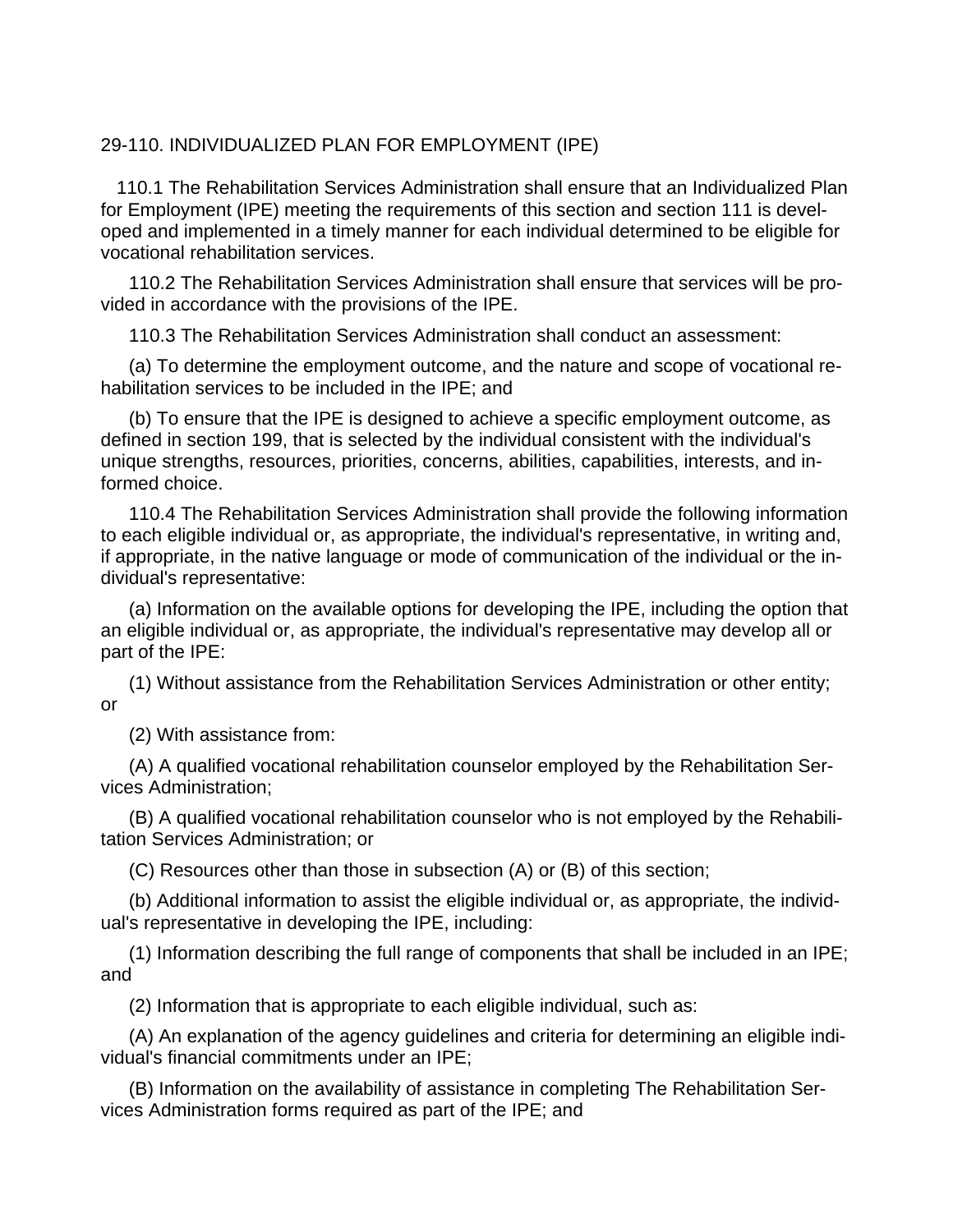## 29-110. INDIVIDUALIZED PLAN FOR EMPLOYMENT (IPE)

110.1 The Rehabilitation Services Administration shall ensure that an Individualized Plan for Employment (IPE) meeting the requirements of this section and section 111 is developed and implemented in a timely manner for each individual determined to be eligible for vocational rehabilitation services.

110.2 The Rehabilitation Services Administration shall ensure that services will be provided in accordance with the provisions of the IPE.

110.3 The Rehabilitation Services Administration shall conduct an assessment:

(a) To determine the employment outcome, and the nature and scope of vocational rehabilitation services to be included in the IPE; and

(b) To ensure that the IPE is designed to achieve a specific employment outcome, as defined in section 199, that is selected by the individual consistent with the individual's unique strengths, resources, priorities, concerns, abilities, capabilities, interests, and informed choice.

110.4 The Rehabilitation Services Administration shall provide the following information to each eligible individual or, as appropriate, the individual's representative, in writing and, if appropriate, in the native language or mode of communication of the individual or the individual's representative:

(a) Information on the available options for developing the IPE, including the option that an eligible individual or, as appropriate, the individual's representative may develop all or part of the IPE:

(1) Without assistance from the Rehabilitation Services Administration or other entity; or

(2) With assistance from:

(A) A qualified vocational rehabilitation counselor employed by the Rehabilitation Services Administration;

(B) A qualified vocational rehabilitation counselor who is not employed by the Rehabilitation Services Administration; or

(C) Resources other than those in subsection (A) or (B) of this section;

(b) Additional information to assist the eligible individual or, as appropriate, the individual's representative in developing the IPE, including:

(1) Information describing the full range of components that shall be included in an IPE; and

(2) Information that is appropriate to each eligible individual, such as:

(A) An explanation of the agency guidelines and criteria for determining an eligible individual's financial commitments under an IPE;

(B) Information on the availability of assistance in completing The Rehabilitation Services Administration forms required as part of the IPE; and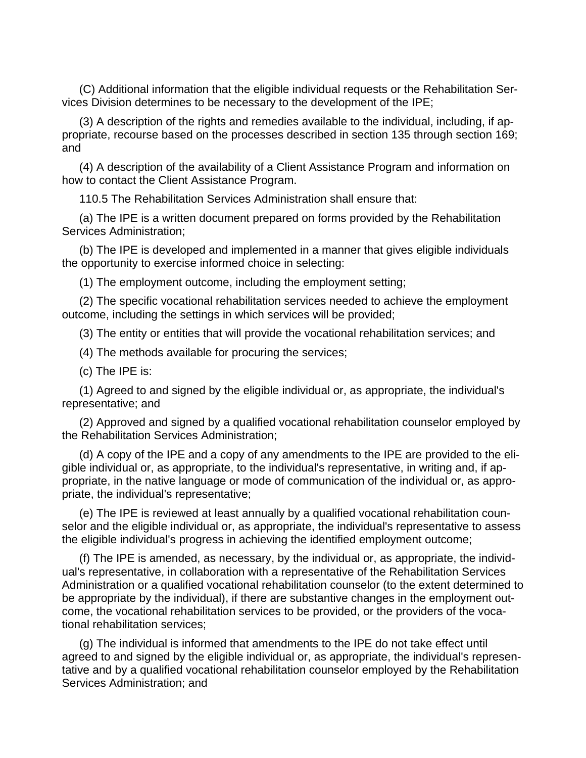(C) Additional information that the eligible individual requests or the Rehabilitation Services Division determines to be necessary to the development of the IPE;

(3) A description of the rights and remedies available to the individual, including, if appropriate, recourse based on the processes described in section 135 through section 169; and

(4) A description of the availability of a Client Assistance Program and information on how to contact the Client Assistance Program.

110.5 The Rehabilitation Services Administration shall ensure that:

(a) The IPE is a written document prepared on forms provided by the Rehabilitation Services Administration;

(b) The IPE is developed and implemented in a manner that gives eligible individuals the opportunity to exercise informed choice in selecting:

(1) The employment outcome, including the employment setting;

(2) The specific vocational rehabilitation services needed to achieve the employment outcome, including the settings in which services will be provided;

(3) The entity or entities that will provide the vocational rehabilitation services; and

(4) The methods available for procuring the services;

(c) The IPE is:

(1) Agreed to and signed by the eligible individual or, as appropriate, the individual's representative; and

(2) Approved and signed by a qualified vocational rehabilitation counselor employed by the Rehabilitation Services Administration;

(d) A copy of the IPE and a copy of any amendments to the IPE are provided to the eligible individual or, as appropriate, to the individual's representative, in writing and, if appropriate, in the native language or mode of communication of the individual or, as appropriate, the individual's representative;

(e) The IPE is reviewed at least annually by a qualified vocational rehabilitation counselor and the eligible individual or, as appropriate, the individual's representative to assess the eligible individual's progress in achieving the identified employment outcome;

(f) The IPE is amended, as necessary, by the individual or, as appropriate, the individual's representative, in collaboration with a representative of the Rehabilitation Services Administration or a qualified vocational rehabilitation counselor (to the extent determined to be appropriate by the individual), if there are substantive changes in the employment outcome, the vocational rehabilitation services to be provided, or the providers of the vocational rehabilitation services;

(g) The individual is informed that amendments to the IPE do not take effect until agreed to and signed by the eligible individual or, as appropriate, the individual's representative and by a qualified vocational rehabilitation counselor employed by the Rehabilitation Services Administration; and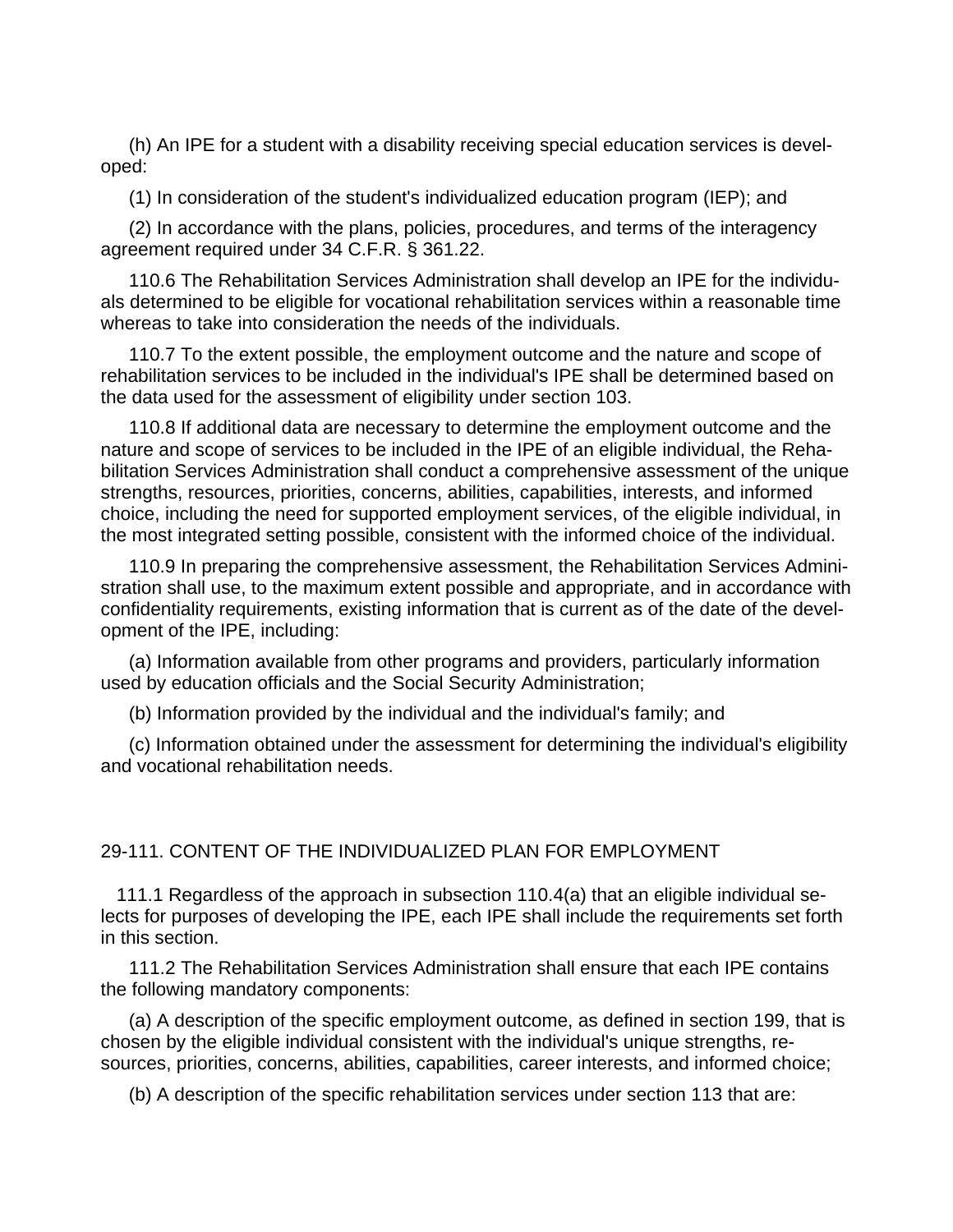(h) An IPE for a student with a disability receiving special education services is developed:

(1) In consideration of the student's individualized education program (IEP); and

(2) In accordance with the plans, policies, procedures, and terms of the interagency agreement required under 34 C.F.R. § 361.22.

110.6 The Rehabilitation Services Administration shall develop an IPE for the individuals determined to be eligible for vocational rehabilitation services within a reasonable time whereas to take into consideration the needs of the individuals.

110.7 To the extent possible, the employment outcome and the nature and scope of rehabilitation services to be included in the individual's IPE shall be determined based on the data used for the assessment of eligibility under section 103.

110.8 If additional data are necessary to determine the employment outcome and the nature and scope of services to be included in the IPE of an eligible individual, the Rehabilitation Services Administration shall conduct a comprehensive assessment of the unique strengths, resources, priorities, concerns, abilities, capabilities, interests, and informed choice, including the need for supported employment services, of the eligible individual, in the most integrated setting possible, consistent with the informed choice of the individual.

110.9 In preparing the comprehensive assessment, the Rehabilitation Services Administration shall use, to the maximum extent possible and appropriate, and in accordance with confidentiality requirements, existing information that is current as of the date of the development of the IPE, including:

(a) Information available from other programs and providers, particularly information used by education officials and the Social Security Administration;

(b) Information provided by the individual and the individual's family; and

(c) Information obtained under the assessment for determining the individual's eligibility and vocational rehabilitation needs.

## 29-111. CONTENT OF THE INDIVIDUALIZED PLAN FOR EMPLOYMENT

111.1 Regardless of the approach in subsection 110.4(a) that an eligible individual selects for purposes of developing the IPE, each IPE shall include the requirements set forth in this section.

111.2 The Rehabilitation Services Administration shall ensure that each IPE contains the following mandatory components:

(a) A description of the specific employment outcome, as defined in section 199, that is chosen by the eligible individual consistent with the individual's unique strengths, resources, priorities, concerns, abilities, capabilities, career interests, and informed choice;

(b) A description of the specific rehabilitation services under section 113 that are: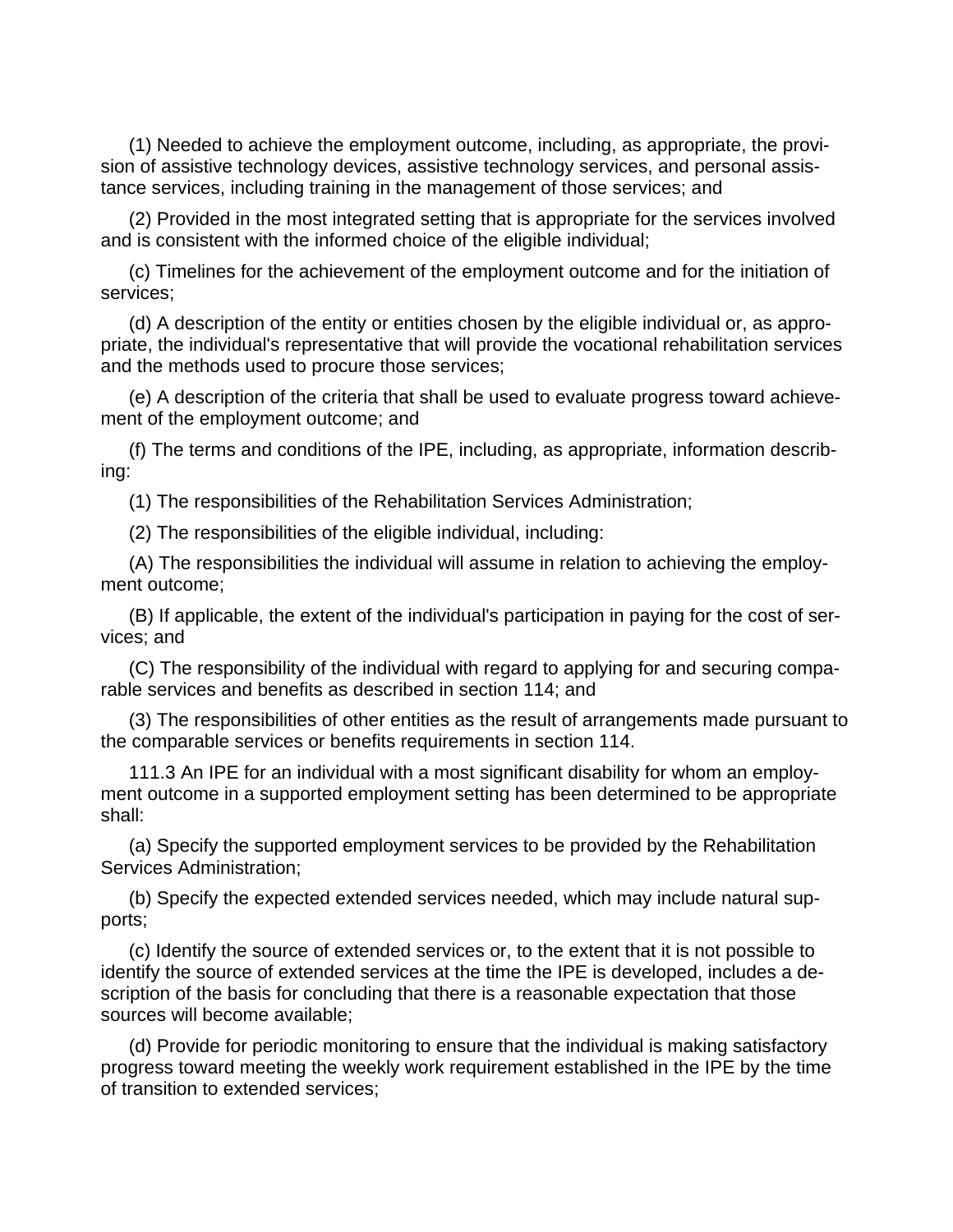(1) Needed to achieve the employment outcome, including, as appropriate, the provision of assistive technology devices, assistive technology services, and personal assistance services, including training in the management of those services; and

(2) Provided in the most integrated setting that is appropriate for the services involved and is consistent with the informed choice of the eligible individual;

(c) Timelines for the achievement of the employment outcome and for the initiation of services;

(d) A description of the entity or entities chosen by the eligible individual or, as appropriate, the individual's representative that will provide the vocational rehabilitation services and the methods used to procure those services;

(e) A description of the criteria that shall be used to evaluate progress toward achievement of the employment outcome; and

(f) The terms and conditions of the IPE, including, as appropriate, information describing:

(1) The responsibilities of the Rehabilitation Services Administration;

(2) The responsibilities of the eligible individual, including:

(A) The responsibilities the individual will assume in relation to achieving the employment outcome;

(B) If applicable, the extent of the individual's participation in paying for the cost of services; and

(C) The responsibility of the individual with regard to applying for and securing comparable services and benefits as described in section 114; and

(3) The responsibilities of other entities as the result of arrangements made pursuant to the comparable services or benefits requirements in section 114.

111.3 An IPE for an individual with a most significant disability for whom an employment outcome in a supported employment setting has been determined to be appropriate shall:

(a) Specify the supported employment services to be provided by the Rehabilitation Services Administration;

(b) Specify the expected extended services needed, which may include natural supports;

(c) Identify the source of extended services or, to the extent that it is not possible to identify the source of extended services at the time the IPE is developed, includes a description of the basis for concluding that there is a reasonable expectation that those sources will become available;

(d) Provide for periodic monitoring to ensure that the individual is making satisfactory progress toward meeting the weekly work requirement established in the IPE by the time of transition to extended services;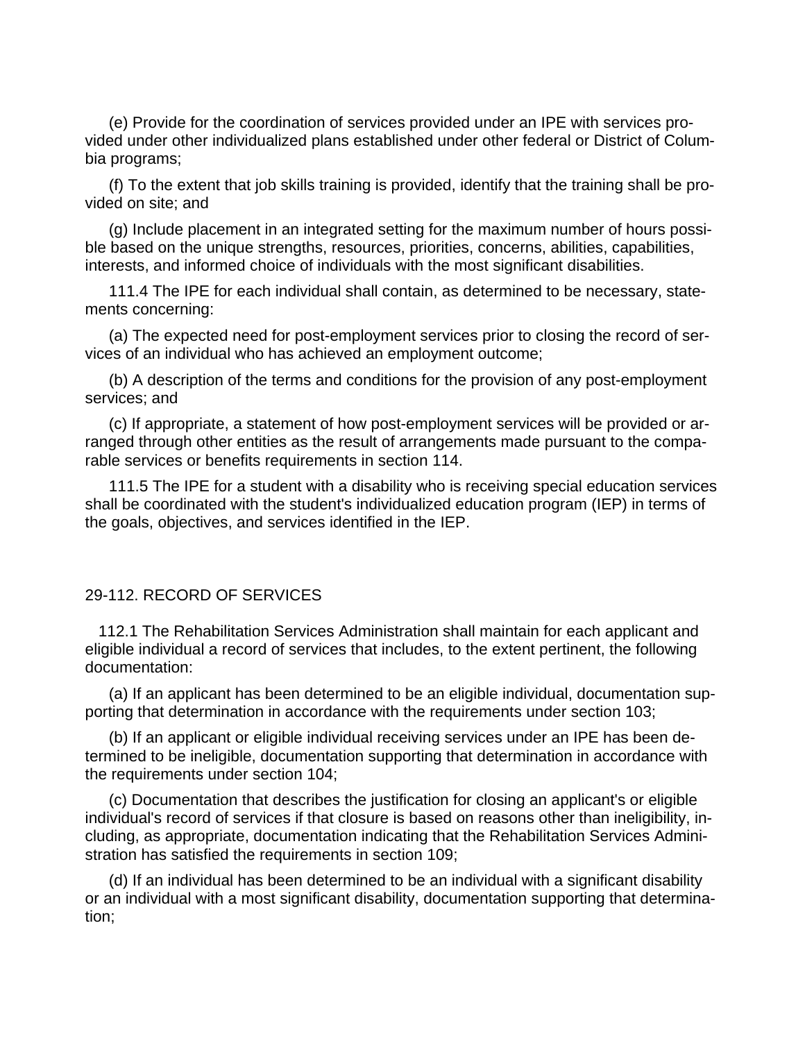(e) Provide for the coordination of services provided under an IPE with services provided under other individualized plans established under other federal or District of Columbia programs;

(f) To the extent that job skills training is provided, identify that the training shall be provided on site; and

(g) Include placement in an integrated setting for the maximum number of hours possible based on the unique strengths, resources, priorities, concerns, abilities, capabilities, interests, and informed choice of individuals with the most significant disabilities.

111.4 The IPE for each individual shall contain, as determined to be necessary, statements concerning:

(a) The expected need for post-employment services prior to closing the record of services of an individual who has achieved an employment outcome;

(b) A description of the terms and conditions for the provision of any post-employment services; and

(c) If appropriate, a statement of how post-employment services will be provided or arranged through other entities as the result of arrangements made pursuant to the comparable services or benefits requirements in section 114.

111.5 The IPE for a student with a disability who is receiving special education services shall be coordinated with the student's individualized education program (IEP) in terms of the goals, objectives, and services identified in the IEP.

## 29-112. RECORD OF SERVICES

112.1 The Rehabilitation Services Administration shall maintain for each applicant and eligible individual a record of services that includes, to the extent pertinent, the following documentation:

(a) If an applicant has been determined to be an eligible individual, documentation supporting that determination in accordance with the requirements under section 103;

(b) If an applicant or eligible individual receiving services under an IPE has been determined to be ineligible, documentation supporting that determination in accordance with the requirements under section 104;

(c) Documentation that describes the justification for closing an applicant's or eligible individual's record of services if that closure is based on reasons other than ineligibility, including, as appropriate, documentation indicating that the Rehabilitation Services Administration has satisfied the requirements in section 109;

(d) If an individual has been determined to be an individual with a significant disability or an individual with a most significant disability, documentation supporting that determination;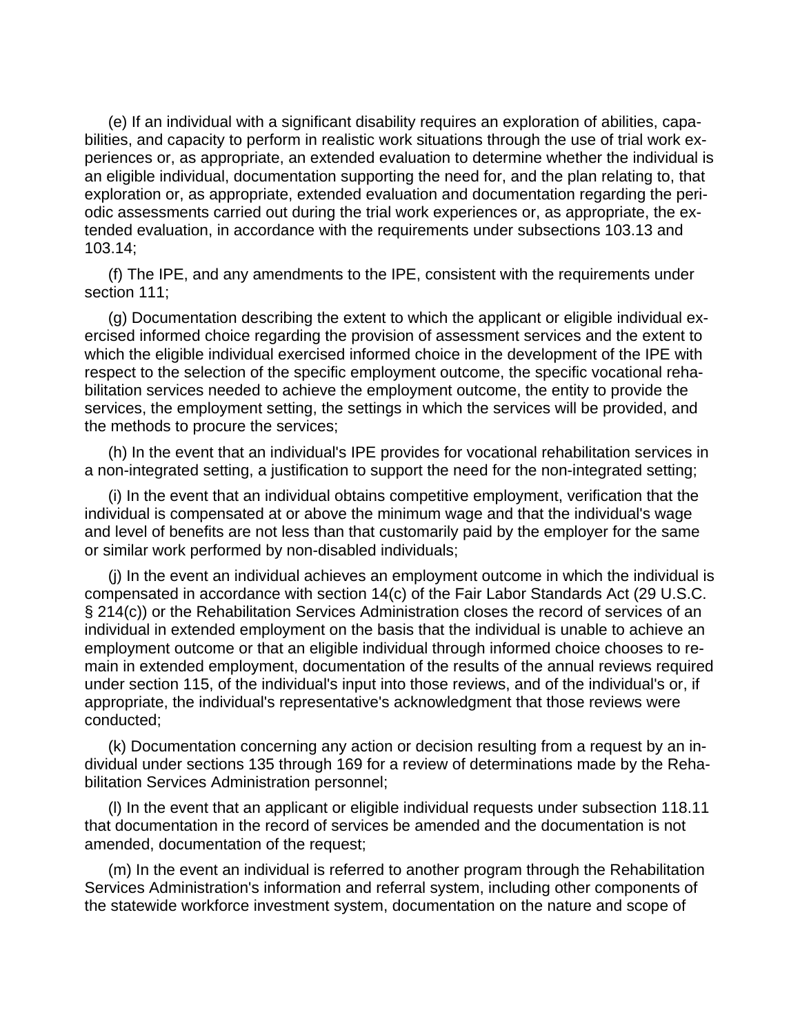(e) If an individual with a significant disability requires an exploration of abilities, capabilities, and capacity to perform in realistic work situations through the use of trial work experiences or, as appropriate, an extended evaluation to determine whether the individual is an eligible individual, documentation supporting the need for, and the plan relating to, that exploration or, as appropriate, extended evaluation and documentation regarding the periodic assessments carried out during the trial work experiences or, as appropriate, the extended evaluation, in accordance with the requirements under subsections 103.13 and 103.14;

(f) The IPE, and any amendments to the IPE, consistent with the requirements under section 111;

(g) Documentation describing the extent to which the applicant or eligible individual exercised informed choice regarding the provision of assessment services and the extent to which the eligible individual exercised informed choice in the development of the IPE with respect to the selection of the specific employment outcome, the specific vocational rehabilitation services needed to achieve the employment outcome, the entity to provide the services, the employment setting, the settings in which the services will be provided, and the methods to procure the services;

(h) In the event that an individual's IPE provides for vocational rehabilitation services in a non-integrated setting, a justification to support the need for the non-integrated setting;

(i) In the event that an individual obtains competitive employment, verification that the individual is compensated at or above the minimum wage and that the individual's wage and level of benefits are not less than that customarily paid by the employer for the same or similar work performed by non-disabled individuals;

(j) In the event an individual achieves an employment outcome in which the individual is compensated in accordance with section 14(c) of the Fair Labor Standards Act (29 U.S.C. § 214(c)) or the Rehabilitation Services Administration closes the record of services of an individual in extended employment on the basis that the individual is unable to achieve an employment outcome or that an eligible individual through informed choice chooses to remain in extended employment, documentation of the results of the annual reviews required under section 115, of the individual's input into those reviews, and of the individual's or, if appropriate, the individual's representative's acknowledgment that those reviews were conducted;

(k) Documentation concerning any action or decision resulting from a request by an individual under sections 135 through 169 for a review of determinations made by the Rehabilitation Services Administration personnel;

(l) In the event that an applicant or eligible individual requests under subsection 118.11 that documentation in the record of services be amended and the documentation is not amended, documentation of the request;

(m) In the event an individual is referred to another program through the Rehabilitation Services Administration's information and referral system, including other components of the statewide workforce investment system, documentation on the nature and scope of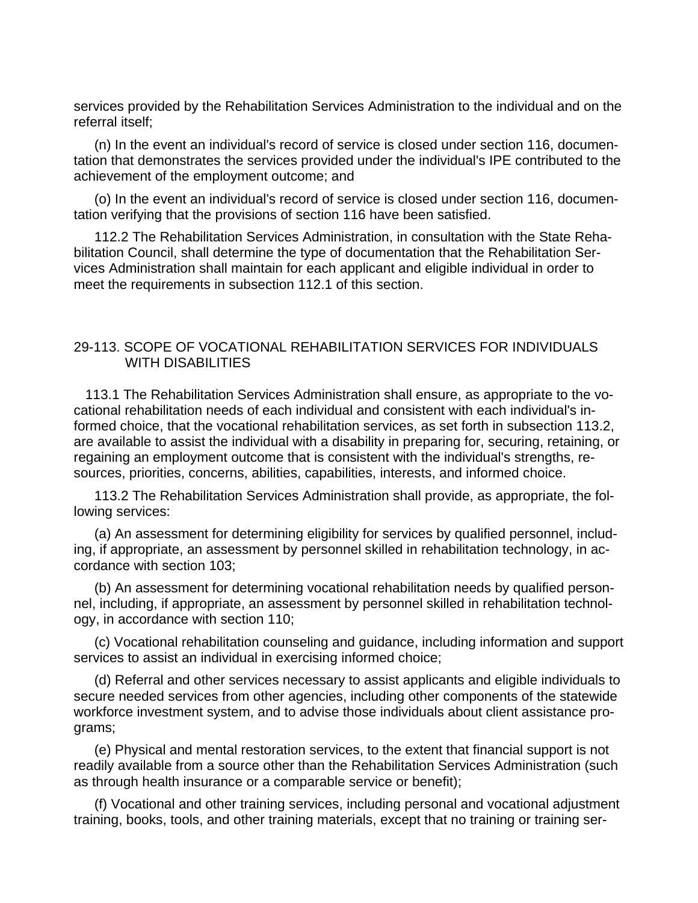services provided by the Rehabilitation Services Administration to the individual and on the referral itself;

(n) In the event an individual's record of service is closed under section 116, documentation that demonstrates the services provided under the individual's IPE contributed to the achievement of the employment outcome; and

(o) In the event an individual's record of service is closed under section 116, documentation verifying that the provisions of section 116 have been satisfied.

112.2 The Rehabilitation Services Administration, in consultation with the State Rehabilitation Council, shall determine the type of documentation that the Rehabilitation Services Administration shall maintain for each applicant and eligible individual in order to meet the requirements in subsection 112.1 of this section.

## 29-113. SCOPE OF VOCATIONAL REHABILITATION SERVICES FOR INDIVIDUALS WITH DISABILITIES

113.1 The Rehabilitation Services Administration shall ensure, as appropriate to the vocational rehabilitation needs of each individual and consistent with each individual's informed choice, that the vocational rehabilitation services, as set forth in subsection 113.2, are available to assist the individual with a disability in preparing for, securing, retaining, or regaining an employment outcome that is consistent with the individual's strengths, resources, priorities, concerns, abilities, capabilities, interests, and informed choice.

113.2 The Rehabilitation Services Administration shall provide, as appropriate, the following services:

(a) An assessment for determining eligibility for services by qualified personnel, including, if appropriate, an assessment by personnel skilled in rehabilitation technology, in accordance with section 103;

(b) An assessment for determining vocational rehabilitation needs by qualified personnel, including, if appropriate, an assessment by personnel skilled in rehabilitation technology, in accordance with section 110;

(c) Vocational rehabilitation counseling and guidance, including information and support services to assist an individual in exercising informed choice;

(d) Referral and other services necessary to assist applicants and eligible individuals to secure needed services from other agencies, including other components of the statewide workforce investment system, and to advise those individuals about client assistance programs;

(e) Physical and mental restoration services, to the extent that financial support is not readily available from a source other than the Rehabilitation Services Administration (such as through health insurance or a comparable service or benefit);

(f) Vocational and other training services, including personal and vocational adjustment training, books, tools, and other training materials, except that no training or training ser-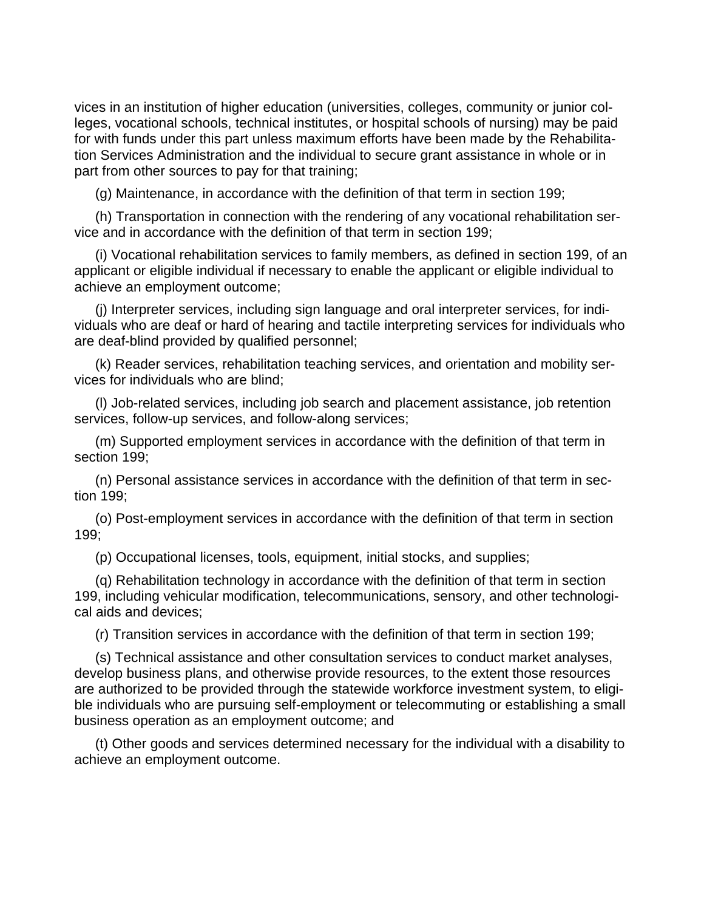vices in an institution of higher education (universities, colleges, community or junior colleges, vocational schools, technical institutes, or hospital schools of nursing) may be paid for with funds under this part unless maximum efforts have been made by the Rehabilitation Services Administration and the individual to secure grant assistance in whole or in part from other sources to pay for that training;

(g) Maintenance, in accordance with the definition of that term in section 199;

(h) Transportation in connection with the rendering of any vocational rehabilitation service and in accordance with the definition of that term in section 199;

(i) Vocational rehabilitation services to family members, as defined in section 199, of an applicant or eligible individual if necessary to enable the applicant or eligible individual to achieve an employment outcome;

(j) Interpreter services, including sign language and oral interpreter services, for individuals who are deaf or hard of hearing and tactile interpreting services for individuals who are deaf-blind provided by qualified personnel;

(k) Reader services, rehabilitation teaching services, and orientation and mobility services for individuals who are blind;

(l) Job-related services, including job search and placement assistance, job retention services, follow-up services, and follow-along services;

(m) Supported employment services in accordance with the definition of that term in section 199;

(n) Personal assistance services in accordance with the definition of that term in section 199;

(o) Post-employment services in accordance with the definition of that term in section 199;

(p) Occupational licenses, tools, equipment, initial stocks, and supplies;

(q) Rehabilitation technology in accordance with the definition of that term in section 199, including vehicular modification, telecommunications, sensory, and other technological aids and devices;

(r) Transition services in accordance with the definition of that term in section 199;

(s) Technical assistance and other consultation services to conduct market analyses, develop business plans, and otherwise provide resources, to the extent those resources are authorized to be provided through the statewide workforce investment system, to eligible individuals who are pursuing self-employment or telecommuting or establishing a small business operation as an employment outcome; and

(t) Other goods and services determined necessary for the individual with a disability to achieve an employment outcome.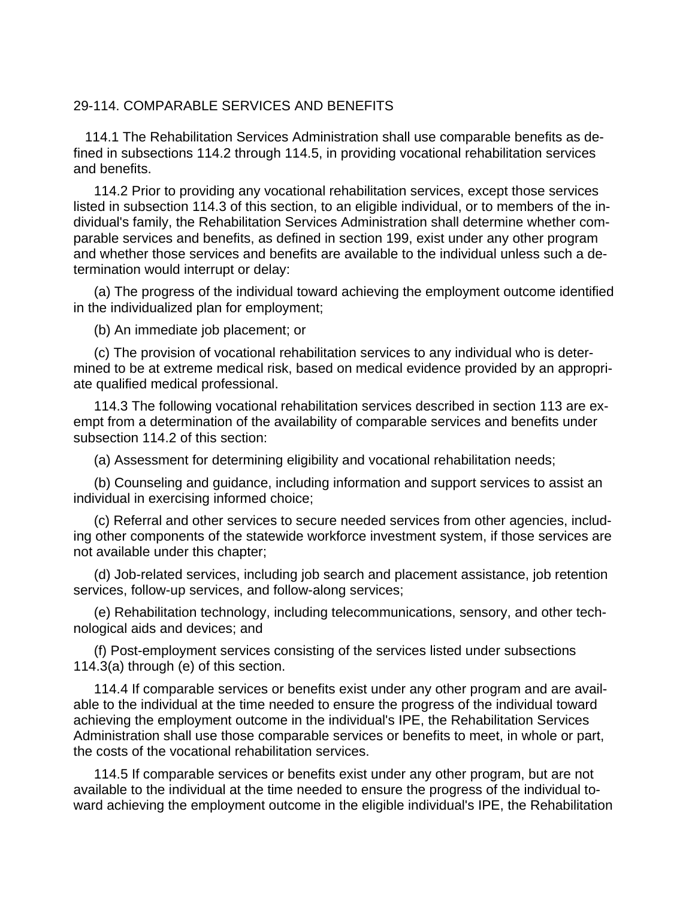## 29-114. COMPARABLE SERVICES AND BENEFITS

114.1 The Rehabilitation Services Administration shall use comparable benefits as defined in subsections 114.2 through 114.5, in providing vocational rehabilitation services and benefits.

114.2 Prior to providing any vocational rehabilitation services, except those services listed in subsection 114.3 of this section, to an eligible individual, or to members of the individual's family, the Rehabilitation Services Administration shall determine whether comparable services and benefits, as defined in section 199, exist under any other program and whether those services and benefits are available to the individual unless such a determination would interrupt or delay:

(a) The progress of the individual toward achieving the employment outcome identified in the individualized plan for employment;

(b) An immediate job placement; or

(c) The provision of vocational rehabilitation services to any individual who is determined to be at extreme medical risk, based on medical evidence provided by an appropriate qualified medical professional.

114.3 The following vocational rehabilitation services described in section 113 are exempt from a determination of the availability of comparable services and benefits under subsection 114.2 of this section:

(a) Assessment for determining eligibility and vocational rehabilitation needs;

(b) Counseling and guidance, including information and support services to assist an individual in exercising informed choice;

(c) Referral and other services to secure needed services from other agencies, including other components of the statewide workforce investment system, if those services are not available under this chapter;

(d) Job-related services, including job search and placement assistance, job retention services, follow-up services, and follow-along services;

(e) Rehabilitation technology, including telecommunications, sensory, and other technological aids and devices; and

(f) Post-employment services consisting of the services listed under subsections 114.3(a) through (e) of this section.

114.4 If comparable services or benefits exist under any other program and are available to the individual at the time needed to ensure the progress of the individual toward achieving the employment outcome in the individual's IPE, the Rehabilitation Services Administration shall use those comparable services or benefits to meet, in whole or part, the costs of the vocational rehabilitation services.

114.5 If comparable services or benefits exist under any other program, but are not available to the individual at the time needed to ensure the progress of the individual toward achieving the employment outcome in the eligible individual's IPE, the Rehabilitation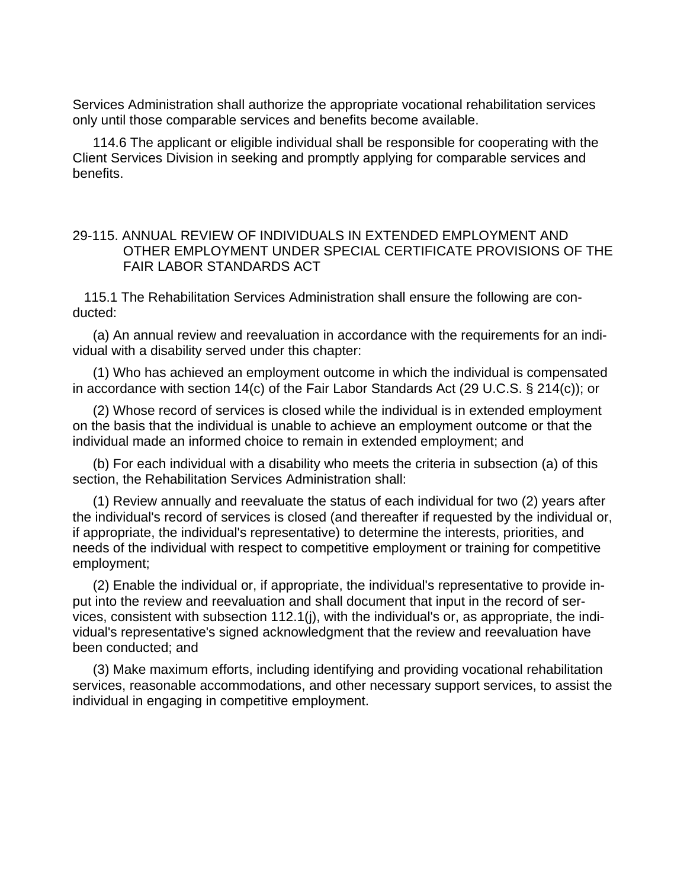Services Administration shall authorize the appropriate vocational rehabilitation services only until those comparable services and benefits become available.

114.6 The applicant or eligible individual shall be responsible for cooperating with the Client Services Division in seeking and promptly applying for comparable services and benefits.

## 29-115. ANNUAL REVIEW OF INDIVIDUALS IN EXTENDED EMPLOYMENT AND OTHER EMPLOYMENT UNDER SPECIAL CERTIFICATE PROVISIONS OF THE FAIR LABOR STANDARDS ACT

115.1 The Rehabilitation Services Administration shall ensure the following are conducted:

(a) An annual review and reevaluation in accordance with the requirements for an individual with a disability served under this chapter:

(1) Who has achieved an employment outcome in which the individual is compensated in accordance with section 14(c) of the Fair Labor Standards Act (29 U.C.S. § 214(c)); or

(2) Whose record of services is closed while the individual is in extended employment on the basis that the individual is unable to achieve an employment outcome or that the individual made an informed choice to remain in extended employment; and

(b) For each individual with a disability who meets the criteria in subsection (a) of this section, the Rehabilitation Services Administration shall:

(1) Review annually and reevaluate the status of each individual for two (2) years after the individual's record of services is closed (and thereafter if requested by the individual or, if appropriate, the individual's representative) to determine the interests, priorities, and needs of the individual with respect to competitive employment or training for competitive employment;

(2) Enable the individual or, if appropriate, the individual's representative to provide input into the review and reevaluation and shall document that input in the record of services, consistent with subsection 112.1(j), with the individual's or, as appropriate, the individual's representative's signed acknowledgment that the review and reevaluation have been conducted; and

(3) Make maximum efforts, including identifying and providing vocational rehabilitation services, reasonable accommodations, and other necessary support services, to assist the individual in engaging in competitive employment.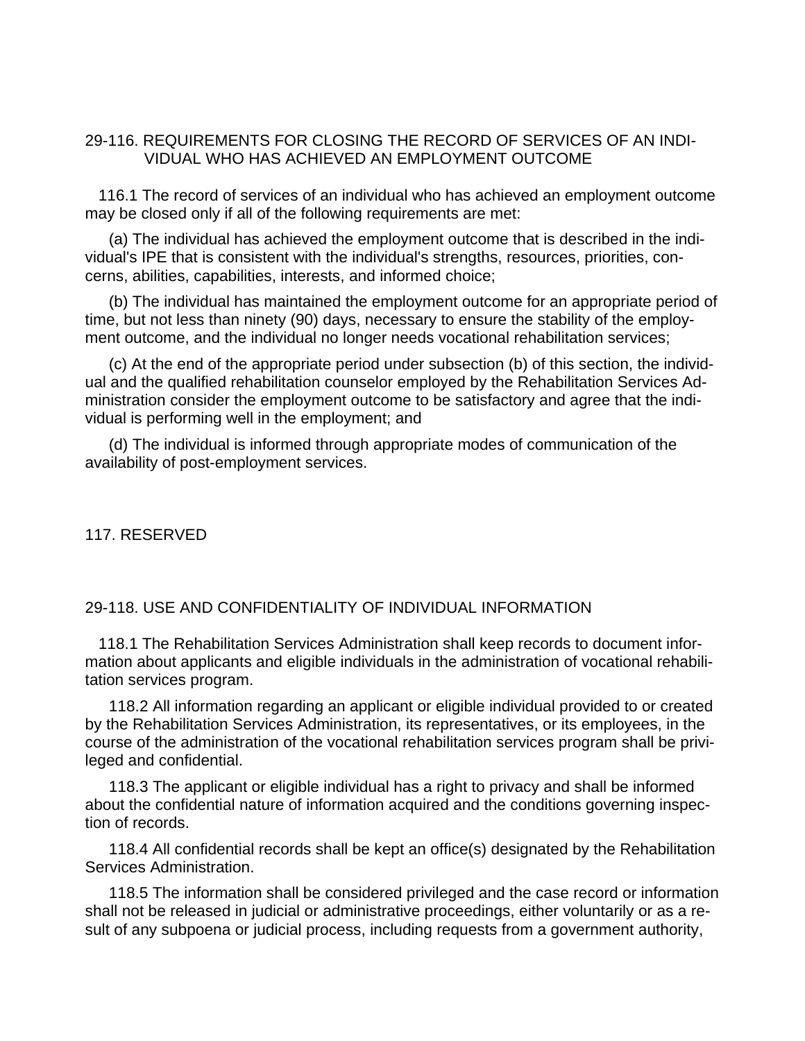## 29-116. REQUIREMENTS FOR CLOSING THE RECORD OF SERVICES OF AN INDIVIDUAL WHO HAS ACHIEVED AN EMPLOYMENT OUTCOME

116.1 The record of services of an individual who has achieved an employment outcome may be closed only if all of the following requirements are met:

(a) The individual has achieved the employment outcome that is described in the individual's IPE that is consistent with the individual's strengths, resources, priorities, concerns, abilities, capabilities, interests, and informed choice;

(b) The individual has maintained the employment outcome for an appropriate period of time, but not less than ninety (90) days, necessary to ensure the stability of the employment outcome, and the individual no longer needs vocational rehabilitation services;

(c) At the end of the appropriate period under subsection (b) of this section, the individual and the qualified rehabilitation counselor employed by the Rehabilitation Services Administration consider the employment outcome to be satisfactory and agree that the individual is performing well in the employment; and

(d) The individual is informed through appropriate modes of communication of the availability of post-employment services.

## 117. RESERVED

## 29-118. USE AND CONFIDENTIALITY OF INDIVIDUAL INFORMATION

118.1 The Rehabilitation Services Administration shall keep records to document information about applicants and eligible individuals in the administration of vocational rehabilitation services program.

118.2 All information regarding an applicant or eligible individual provided to or created by the Rehabilitation Services Administration, its representatives, or its employees, in the course of the administration of the vocational rehabilitation services program shall be privileged and confidential.

118.3 The applicant or eligible individual has a right to privacy and shall be informed about the confidential nature of information acquired and the conditions governing inspection of records.

118.4 All confidential records shall be kept an office(s) designated by the Rehabilitation Services Administration.

118.5 The information shall be considered privileged and the case record or information shall not be released in judicial or administrative proceedings, either voluntarily or as a result of any subpoena or judicial process, including requests from a government authority,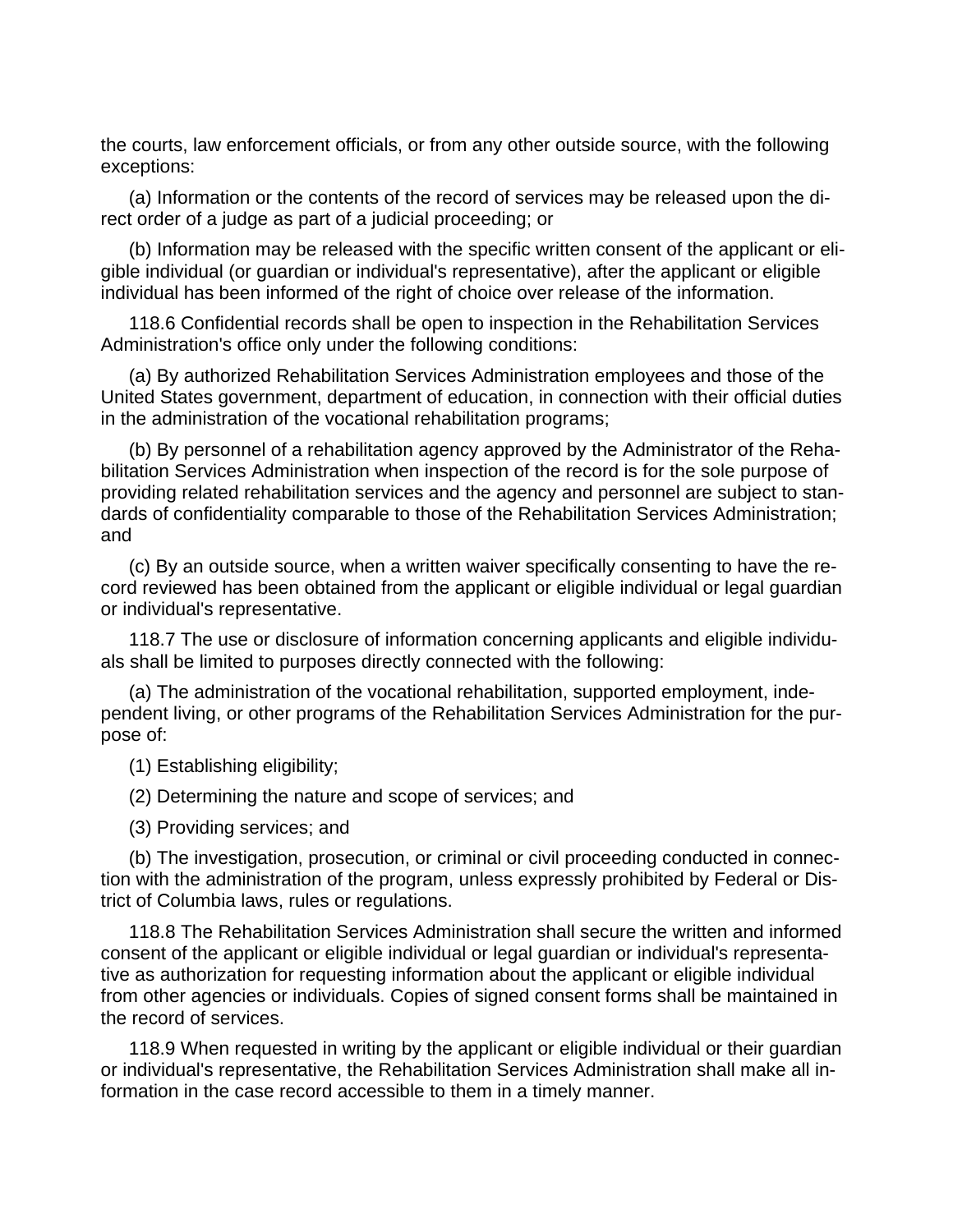the courts, law enforcement officials, or from any other outside source, with the following exceptions:

(a) Information or the contents of the record of services may be released upon the direct order of a judge as part of a judicial proceeding; or

(b) Information may be released with the specific written consent of the applicant or eligible individual (or guardian or individual's representative), after the applicant or eligible individual has been informed of the right of choice over release of the information.

118.6 Confidential records shall be open to inspection in the Rehabilitation Services Administration's office only under the following conditions:

(a) By authorized Rehabilitation Services Administration employees and those of the United States government, department of education, in connection with their official duties in the administration of the vocational rehabilitation programs;

(b) By personnel of a rehabilitation agency approved by the Administrator of the Rehabilitation Services Administration when inspection of the record is for the sole purpose of providing related rehabilitation services and the agency and personnel are subject to standards of confidentiality comparable to those of the Rehabilitation Services Administration; and

(c) By an outside source, when a written waiver specifically consenting to have the record reviewed has been obtained from the applicant or eligible individual or legal guardian or individual's representative.

118.7 The use or disclosure of information concerning applicants and eligible individuals shall be limited to purposes directly connected with the following:

(a) The administration of the vocational rehabilitation, supported employment, independent living, or other programs of the Rehabilitation Services Administration for the purpose of:

(1) Establishing eligibility;

(2) Determining the nature and scope of services; and

(3) Providing services; and

(b) The investigation, prosecution, or criminal or civil proceeding conducted in connection with the administration of the program, unless expressly prohibited by Federal or District of Columbia laws, rules or regulations.

118.8 The Rehabilitation Services Administration shall secure the written and informed consent of the applicant or eligible individual or legal guardian or individual's representative as authorization for requesting information about the applicant or eligible individual from other agencies or individuals. Copies of signed consent forms shall be maintained in the record of services.

118.9 When requested in writing by the applicant or eligible individual or their guardian or individual's representative, the Rehabilitation Services Administration shall make all information in the case record accessible to them in a timely manner.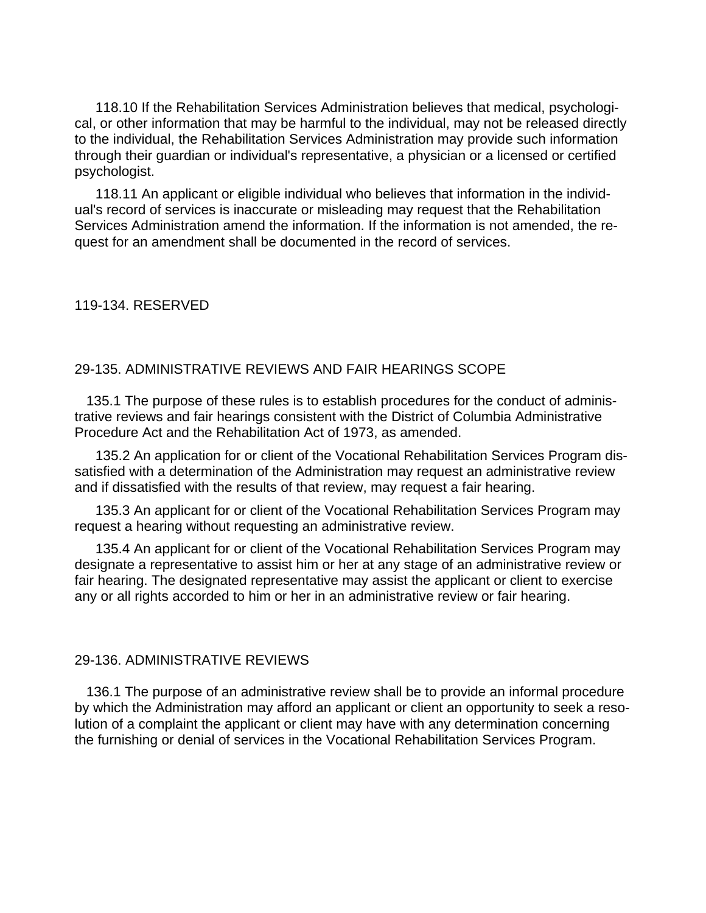118.10 If the Rehabilitation Services Administration believes that medical, psychological, or other information that may be harmful to the individual, may not be released directly to the individual, the Rehabilitation Services Administration may provide such information through their guardian or individual's representative, a physician or a licensed or certified psychologist.

118.11 An applicant or eligible individual who believes that information in the individual's record of services is inaccurate or misleading may request that the Rehabilitation Services Administration amend the information. If the information is not amended, the request for an amendment shall be documented in the record of services.

119-134. RESERVED

29-135. ADMINISTRATIVE REVIEWS AND FAIR HEARINGS SCOPE

135.1 The purpose of these rules is to establish procedures for the conduct of administrative reviews and fair hearings consistent with the District of Columbia Administrative Procedure Act and the Rehabilitation Act of 1973, as amended.

135.2 An application for or client of the Vocational Rehabilitation Services Program dissatisfied with a determination of the Administration may request an administrative review and if dissatisfied with the results of that review, may request a fair hearing.

135.3 An applicant for or client of the Vocational Rehabilitation Services Program may request a hearing without requesting an administrative review.

135.4 An applicant for or client of the Vocational Rehabilitation Services Program may designate a representative to assist him or her at any stage of an administrative review or fair hearing. The designated representative may assist the applicant or client to exercise any or all rights accorded to him or her in an administrative review or fair hearing.

29-136. ADMINISTRATIVE REVIEWS

136.1 The purpose of an administrative review shall be to provide an informal procedure by which the Administration may afford an applicant or client an opportunity to seek a resolution of a complaint the applicant or client may have with any determination concerning the furnishing or denial of services in the Vocational Rehabilitation Services Program.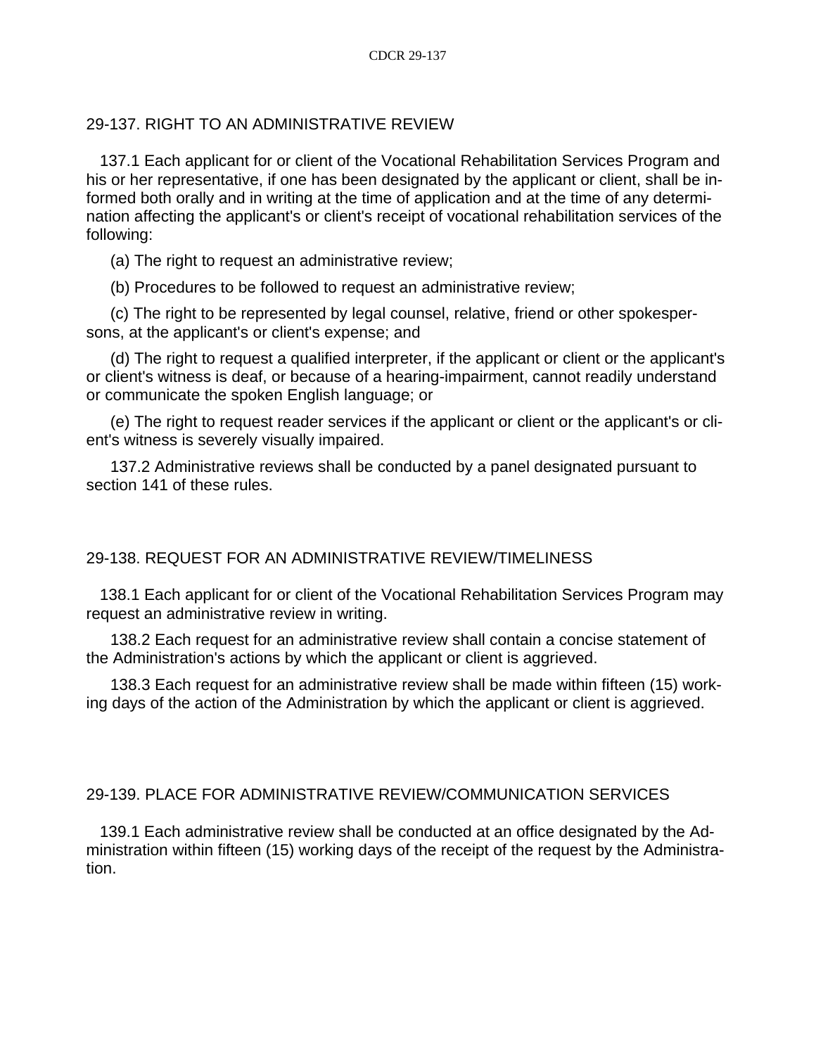## 29-137. RIGHT TO AN ADMINISTRATIVE REVIEW

137.1 Each applicant for or client of the Vocational Rehabilitation Services Program and his or her representative, if one has been designated by the applicant or client, shall be informed both orally and in writing at the time of application and at the time of any determination affecting the applicant's or client's receipt of vocational rehabilitation services of the following:

(a) The right to request an administrative review;

(b) Procedures to be followed to request an administrative review;

(c) The right to be represented by legal counsel, relative, friend or other spokespersons, at the applicant's or client's expense; and

(d) The right to request a qualified interpreter, if the applicant or client or the applicant's or client's witness is deaf, or because of a hearing-impairment, cannot readily understand or communicate the spoken English language; or

(e) The right to request reader services if the applicant or client or the applicant's or client's witness is severely visually impaired.

137.2 Administrative reviews shall be conducted by a panel designated pursuant to section 141 of these rules.

## 29-138. REQUEST FOR AN ADMINISTRATIVE REVIEW/TIMELINESS

138.1 Each applicant for or client of the Vocational Rehabilitation Services Program may request an administrative review in writing.

138.2 Each request for an administrative review shall contain a concise statement of the Administration's actions by which the applicant or client is aggrieved.

138.3 Each request for an administrative review shall be made within fifteen (15) working days of the action of the Administration by which the applicant or client is aggrieved.

## 29-139. PLACE FOR ADMINISTRATIVE REVIEW/COMMUNICATION SERVICES

139.1 Each administrative review shall be conducted at an office designated by the Administration within fifteen (15) working days of the receipt of the request by the Administration.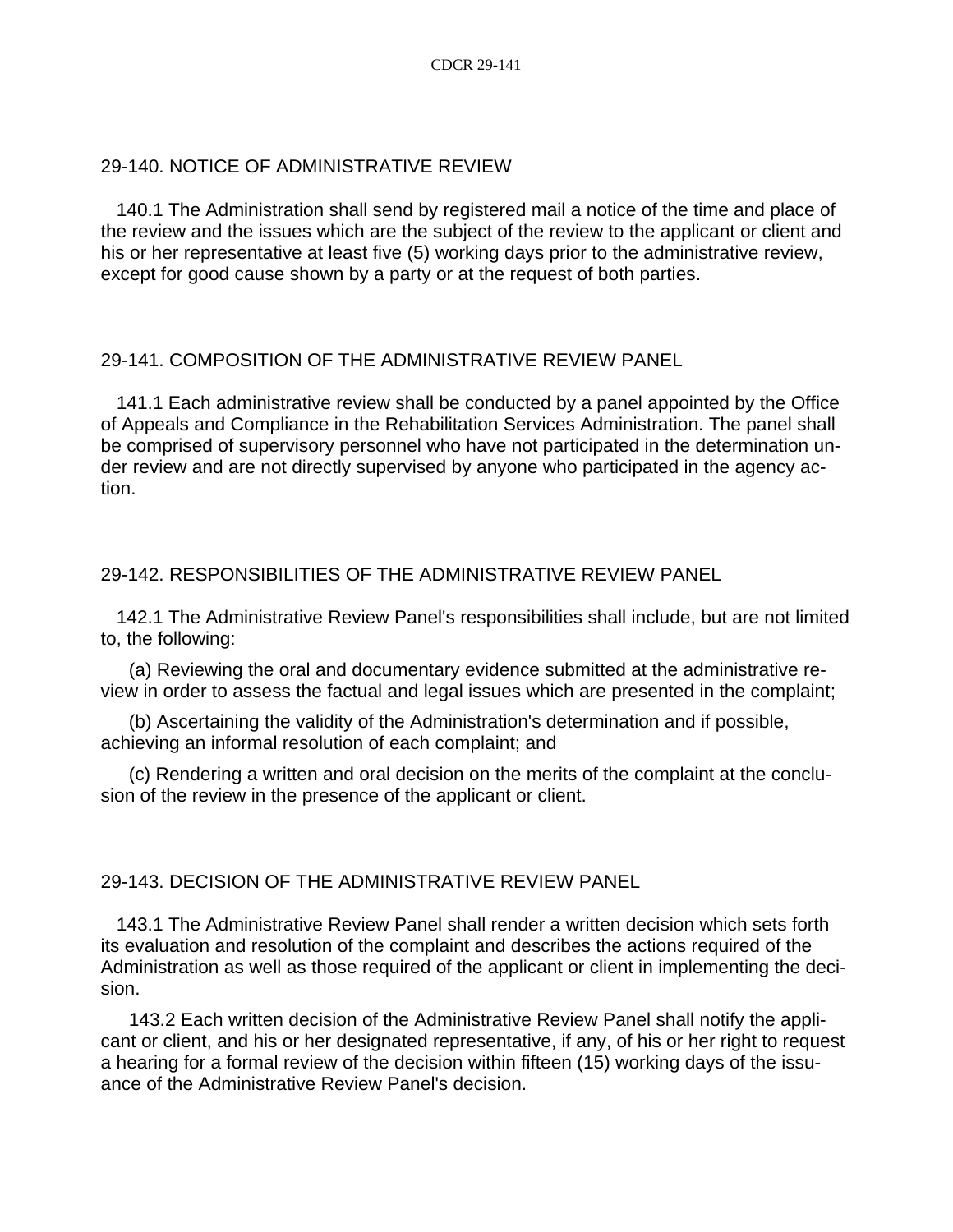## 29-140. NOTICE OF ADMINISTRATIVE REVIEW

140.1 The Administration shall send by registered mail a notice of the time and place of the review and the issues which are the subject of the review to the applicant or client and his or her representative at least five (5) working days prior to the administrative review, except for good cause shown by a party or at the request of both parties.

## 29-141. COMPOSITION OF THE ADMINISTRATIVE REVIEW PANEL

141.1 Each administrative review shall be conducted by a panel appointed by the Office of Appeals and Compliance in the Rehabilitation Services Administration. The panel shall be comprised of supervisory personnel who have not participated in the determination under review and are not directly supervised by anyone who participated in the agency action.

## 29-142. RESPONSIBILITIES OF THE ADMINISTRATIVE REVIEW PANEL

142.1 The Administrative Review Panel's responsibilities shall include, but are not limited to, the following:

(a) Reviewing the oral and documentary evidence submitted at the administrative review in order to assess the factual and legal issues which are presented in the complaint;

(b) Ascertaining the validity of the Administration's determination and if possible, achieving an informal resolution of each complaint; and

(c) Rendering a written and oral decision on the merits of the complaint at the conclusion of the review in the presence of the applicant or client.

## 29-143. DECISION OF THE ADMINISTRATIVE REVIEW PANEL

143.1 The Administrative Review Panel shall render a written decision which sets forth its evaluation and resolution of the complaint and describes the actions required of the Administration as well as those required of the applicant or client in implementing the decision.

143.2 Each written decision of the Administrative Review Panel shall notify the applicant or client, and his or her designated representative, if any, of his or her right to request a hearing for a formal review of the decision within fifteen (15) working days of the issuance of the Administrative Review Panel's decision.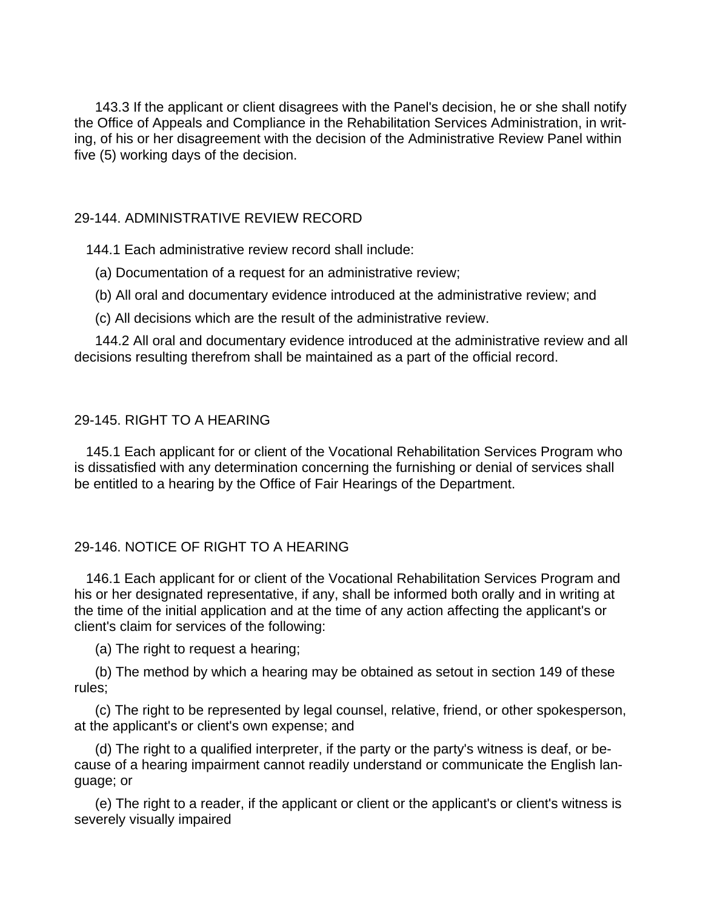143.3 If the applicant or client disagrees with the Panel's decision, he or she shall notify the Office of Appeals and Compliance in the Rehabilitation Services Administration, in writing, of his or her disagreement with the decision of the Administrative Review Panel within five (5) working days of the decision.

## 29-144. ADMINISTRATIVE REVIEW RECORD

144.1 Each administrative review record shall include:

(a) Documentation of a request for an administrative review;

(b) All oral and documentary evidence introduced at the administrative review; and

(c) All decisions which are the result of the administrative review.

144.2 All oral and documentary evidence introduced at the administrative review and all decisions resulting therefrom shall be maintained as a part of the official record.

## 29-145. RIGHT TO A HEARING

145.1 Each applicant for or client of the Vocational Rehabilitation Services Program who is dissatisfied with any determination concerning the furnishing or denial of services shall be entitled to a hearing by the Office of Fair Hearings of the Department.

## 29-146. NOTICE OF RIGHT TO A HEARING

146.1 Each applicant for or client of the Vocational Rehabilitation Services Program and his or her designated representative, if any, shall be informed both orally and in writing at the time of the initial application and at the time of any action affecting the applicant's or client's claim for services of the following:

(a) The right to request a hearing;

(b) The method by which a hearing may be obtained as setout in section 149 of these rules;

(c) The right to be represented by legal counsel, relative, friend, or other spokesperson, at the applicant's or client's own expense; and

(d) The right to a qualified interpreter, if the party or the party's witness is deaf, or because of a hearing impairment cannot readily understand or communicate the English language; or

(e) The right to a reader, if the applicant or client or the applicant's or client's witness is severely visually impaired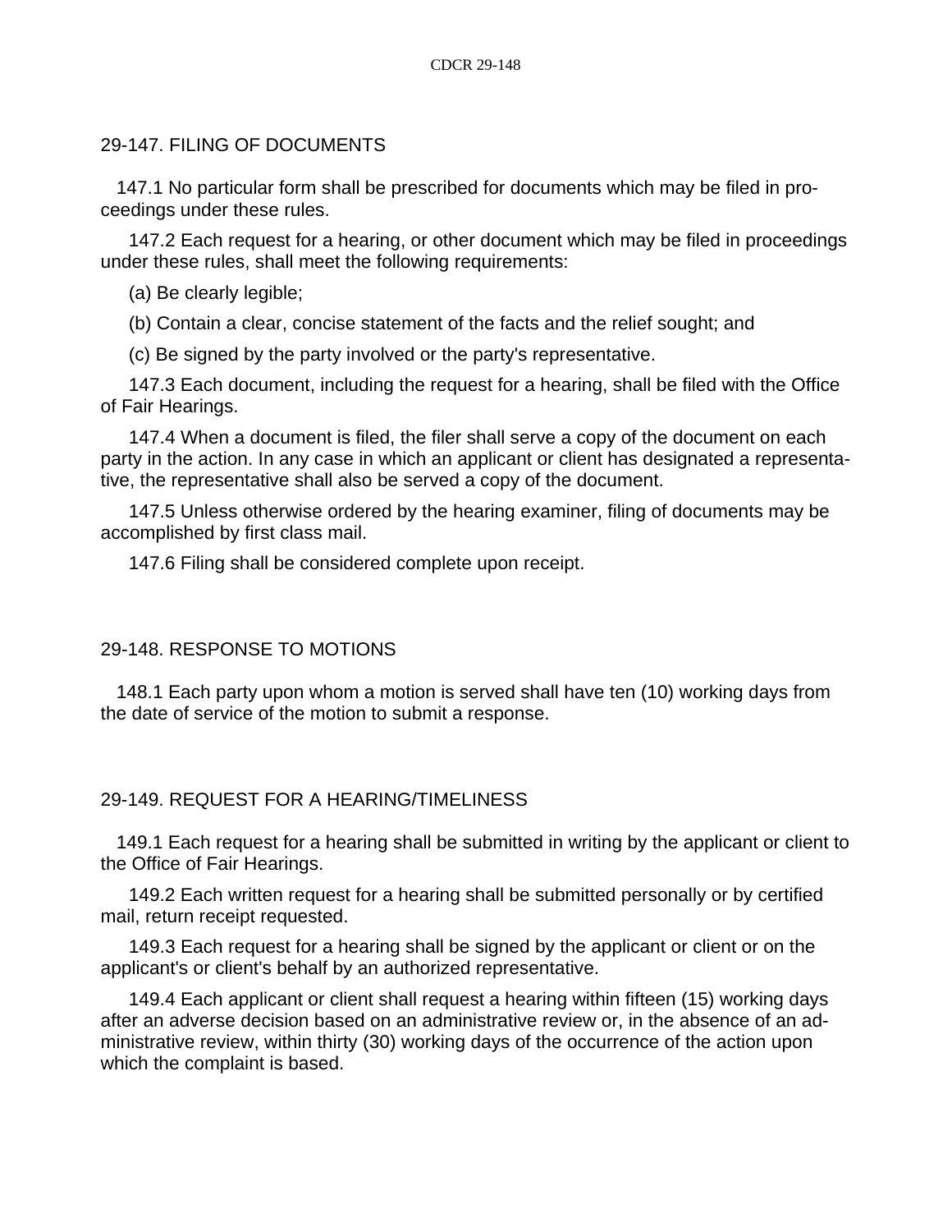## 29-147. FILING OF DOCUMENTS

147.1 No particular form shall be prescribed for documents which may be filed in proceedings under these rules.

147.2 Each request for a hearing, or other document which may be filed in proceedings under these rules, shall meet the following requirements:

(a) Be clearly legible;

(b) Contain a clear, concise statement of the facts and the relief sought; and

(c) Be signed by the party involved or the party's representative.

147.3 Each document, including the request for a hearing, shall be filed with the Office of Fair Hearings.

147.4 When a document is filed, the filer shall serve a copy of the document on each party in the action. In any case in which an applicant or client has designated a representative, the representative shall also be served a copy of the document.

147.5 Unless otherwise ordered by the hearing examiner, filing of documents may be accomplished by first class mail.

147.6 Filing shall be considered complete upon receipt.

## 29-148. RESPONSE TO MOTIONS

148.1 Each party upon whom a motion is served shall have ten (10) working days from the date of service of the motion to submit a response.

## 29-149. REQUEST FOR A HEARING/TIMELINESS

149.1 Each request for a hearing shall be submitted in writing by the applicant or client to the Office of Fair Hearings.

149.2 Each written request for a hearing shall be submitted personally or by certified mail, return receipt requested.

149.3 Each request for a hearing shall be signed by the applicant or client or on the applicant's or client's behalf by an authorized representative.

149.4 Each applicant or client shall request a hearing within fifteen (15) working days after an adverse decision based on an administrative review or, in the absence of an administrative review, within thirty (30) working days of the occurrence of the action upon which the complaint is based.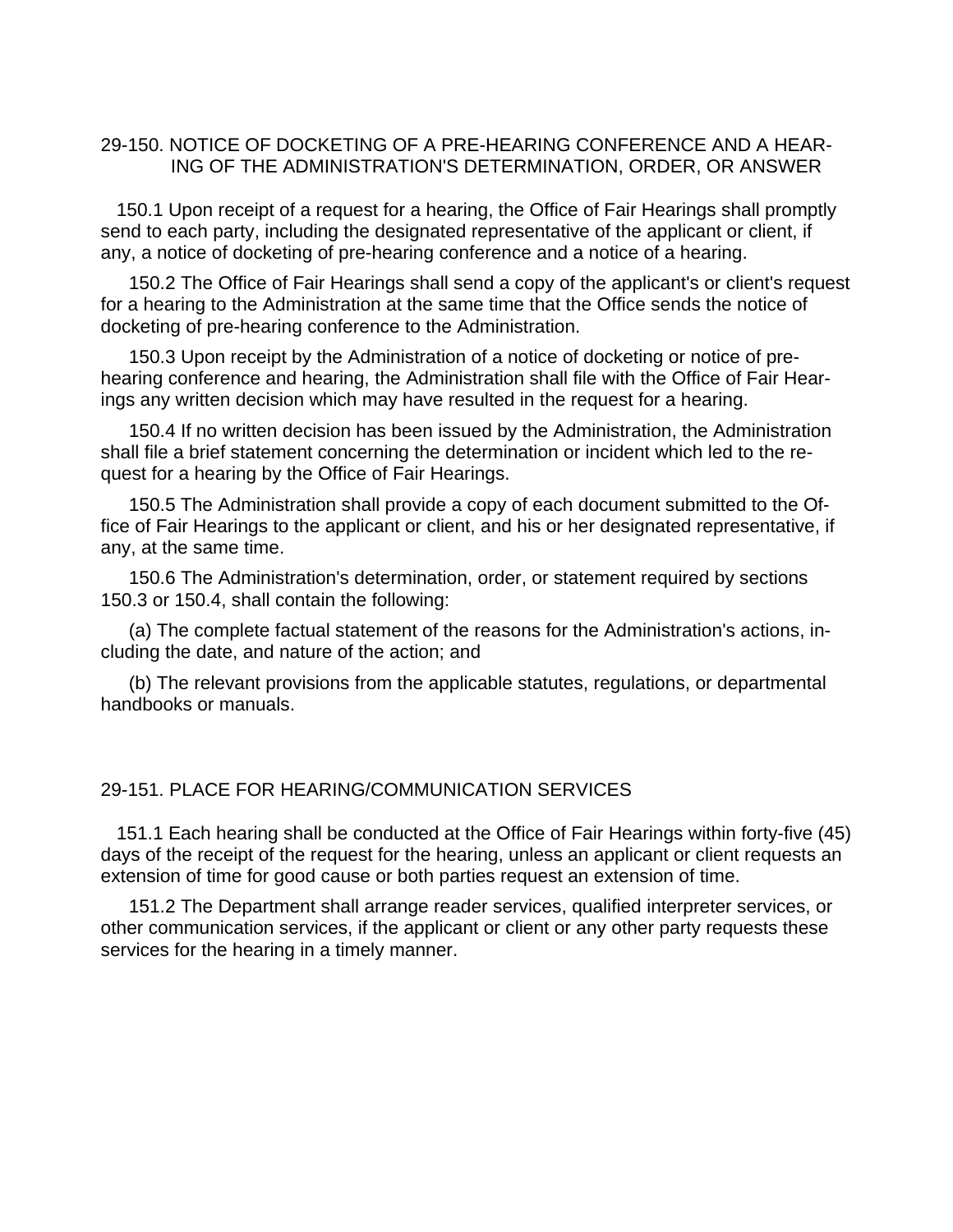## 29-150. NOTICE OF DOCKETING OF A PRE-HEARING CONFERENCE AND A HEARING OF THE ADMINISTRATION'S DETERMINATION, ORDER, OR ANSWER

150.1 Upon receipt of a request for a hearing, the Office of Fair Hearings shall promptly send to each party, including the designated representative of the applicant or client, if any, a notice of docketing of pre-hearing conference and a notice of a hearing.

150.2 The Office of Fair Hearings shall send a copy of the applicant's or client's request for a hearing to the Administration at the same time that the Office sends the notice of docketing of pre-hearing conference to the Administration.

150.3 Upon receipt by the Administration of a notice of docketing or notice of pre-hearing conference and hearing, the Administration shall file with the Office of Fair Hearings any written decision which may have resulted in the request for a hearing.

150.4 If no written decision has been issued by the Administration, the Administration shall file a brief statement concerning the determination or incident which led to the request for a hearing by the Office of Fair Hearings.

150.5 The Administration shall provide a copy of each document submitted to the Office of Fair Hearings to the applicant or client, and his or her designated representative, if any, at the same time.

150.6 The Administration's determination, order, or statement required by sections 150.3 or 150.4, shall contain the following:

(a) The complete factual statement of the reasons for the Administration's actions, including the date, and nature of the action; and

(b) The relevant provisions from the applicable statutes, regulations, or departmental handbooks or manuals.

## 29-151. PLACE FOR HEARING/COMMUNICATION SERVICES

151.1 Each hearing shall be conducted at the Office of Fair Hearings within forty-five (45) days of the receipt of the request for the hearing, unless an applicant or client requests an extension of time for good cause or both parties request an extension of time.

151.2 The Department shall arrange reader services, qualified interpreter services, or other communication services, if the applicant or client or any other party requests these services for the hearing in a timely manner.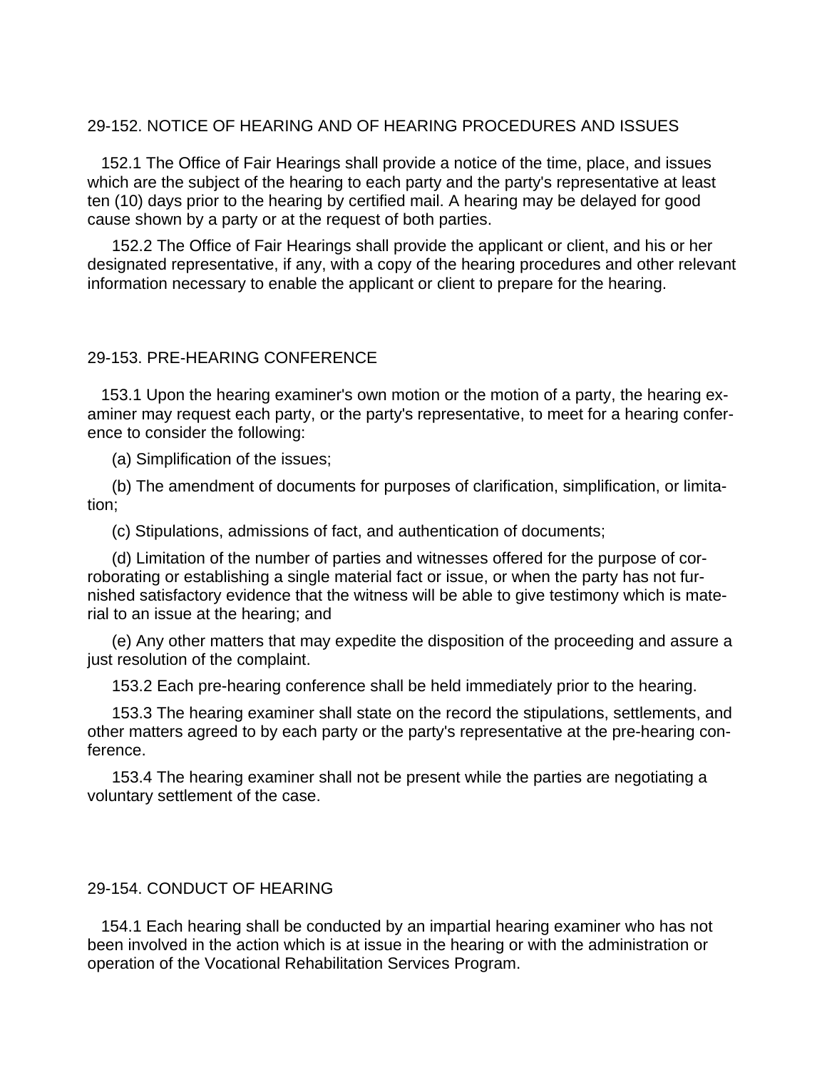## 29-152. NOTICE OF HEARING AND OF HEARING PROCEDURES AND ISSUES

152.1 The Office of Fair Hearings shall provide a notice of the time, place, and issues which are the subject of the hearing to each party and the party's representative at least ten (10) days prior to the hearing by certified mail. A hearing may be delayed for good cause shown by a party or at the request of both parties.

152.2 The Office of Fair Hearings shall provide the applicant or client, and his or her designated representative, if any, with a copy of the hearing procedures and other relevant information necessary to enable the applicant or client to prepare for the hearing.

## 29-153. PRE-HEARING CONFERENCE

153.1 Upon the hearing examiner's own motion or the motion of a party, the hearing examiner may request each party, or the party's representative, to meet for a hearing conference to consider the following:

(a) Simplification of the issues;

(b) The amendment of documents for purposes of clarification, simplification, or limitation;

(c) Stipulations, admissions of fact, and authentication of documents;

(d) Limitation of the number of parties and witnesses offered for the purpose of corroborating or establishing a single material fact or issue, or when the party has not furnished satisfactory evidence that the witness will be able to give testimony which is material to an issue at the hearing; and

(e) Any other matters that may expedite the disposition of the proceeding and assure a just resolution of the complaint.

153.2 Each pre-hearing conference shall be held immediately prior to the hearing.

153.3 The hearing examiner shall state on the record the stipulations, settlements, and other matters agreed to by each party or the party's representative at the pre-hearing conference.

153.4 The hearing examiner shall not be present while the parties are negotiating a voluntary settlement of the case.

## 29-154. CONDUCT OF HEARING

154.1 Each hearing shall be conducted by an impartial hearing examiner who has not been involved in the action which is at issue in the hearing or with the administration or operation of the Vocational Rehabilitation Services Program.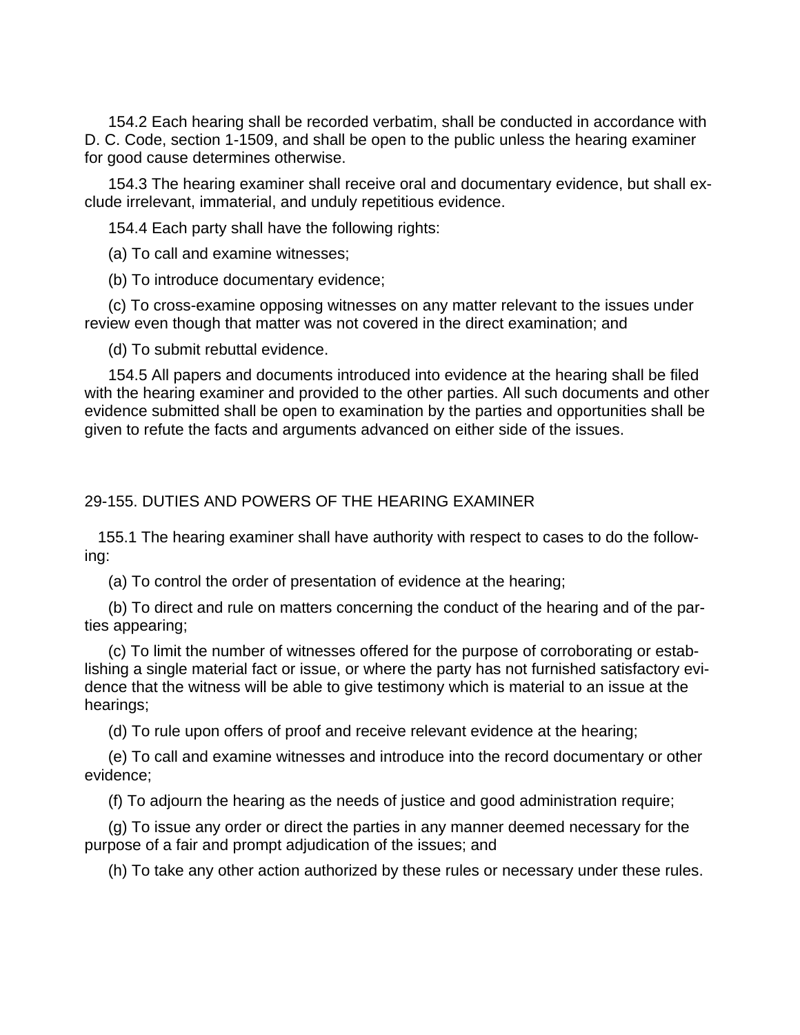154.2 Each hearing shall be recorded verbatim, shall be conducted in accordance with D. C. Code, section 1-1509, and shall be open to the public unless the hearing examiner for good cause determines otherwise.

154.3 The hearing examiner shall receive oral and documentary evidence, but shall exclude irrelevant, immaterial, and unduly repetitious evidence.

154.4 Each party shall have the following rights:

(a) To call and examine witnesses;

(b) To introduce documentary evidence;

(c) To cross-examine opposing witnesses on any matter relevant to the issues under review even though that matter was not covered in the direct examination; and

(d) To submit rebuttal evidence.

154.5 All papers and documents introduced into evidence at the hearing shall be filed with the hearing examiner and provided to the other parties. All such documents and other evidence submitted shall be open to examination by the parties and opportunities shall be given to refute the facts and arguments advanced on either side of the issues.

## 29-155. DUTIES AND POWERS OF THE HEARING EXAMINER

155.1 The hearing examiner shall have authority with respect to cases to do the following:

(a) To control the order of presentation of evidence at the hearing;

(b) To direct and rule on matters concerning the conduct of the hearing and of the parties appearing;

(c) To limit the number of witnesses offered for the purpose of corroborating or establishing a single material fact or issue, or where the party has not furnished satisfactory evidence that the witness will be able to give testimony which is material to an issue at the hearings;

(d) To rule upon offers of proof and receive relevant evidence at the hearing;

(e) To call and examine witnesses and introduce into the record documentary or other evidence;

(f) To adjourn the hearing as the needs of justice and good administration require;

(g) To issue any order or direct the parties in any manner deemed necessary for the purpose of a fair and prompt adjudication of the issues; and

(h) To take any other action authorized by these rules or necessary under these rules.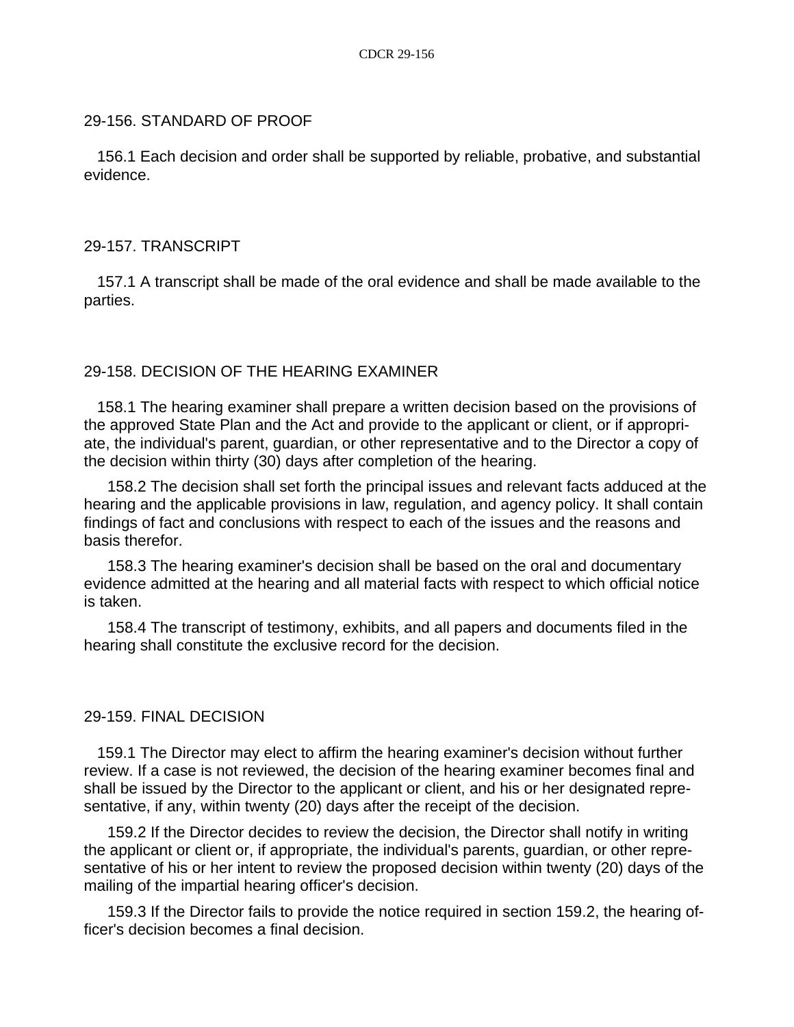## 29-156. STANDARD OF PROOF

156.1 Each decision and order shall be supported by reliable, probative, and substantial evidence.

## 29-157. TRANSCRIPT

157.1 A transcript shall be made of the oral evidence and shall be made available to the parties.

## 29-158. DECISION OF THE HEARING EXAMINER

158.1 The hearing examiner shall prepare a written decision based on the provisions of the approved State Plan and the Act and provide to the applicant or client, or if appropriate, the individual's parent, guardian, or other representative and to the Director a copy of the decision within thirty (30) days after completion of the hearing.

158.2 The decision shall set forth the principal issues and relevant facts adduced at the hearing and the applicable provisions in law, regulation, and agency policy. It shall contain findings of fact and conclusions with respect to each of the issues and the reasons and basis therefor.

158.3 The hearing examiner's decision shall be based on the oral and documentary evidence admitted at the hearing and all material facts with respect to which official notice is taken.

158.4 The transcript of testimony, exhibits, and all papers and documents filed in the hearing shall constitute the exclusive record for the decision.

## 29-159. FINAL DECISION

159.1 The Director may elect to affirm the hearing examiner's decision without further review. If a case is not reviewed, the decision of the hearing examiner becomes final and shall be issued by the Director to the applicant or client, and his or her designated representative, if any, within twenty (20) days after the receipt of the decision.

159.2 If the Director decides to review the decision, the Director shall notify in writing the applicant or client or, if appropriate, the individual's parents, guardian, or other representative of his or her intent to review the proposed decision within twenty (20) days of the mailing of the impartial hearing officer's decision.

159.3 If the Director fails to provide the notice required in section 159.2, the hearing officer's decision becomes a final decision.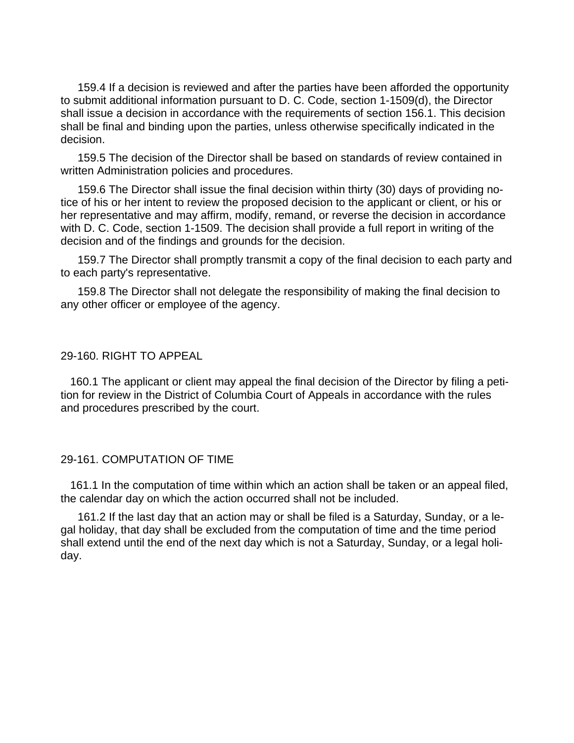159.4 If a decision is reviewed and after the parties have been afforded the opportunity to submit additional information pursuant to D. C. Code, section 1-1509(d), the Director shall issue a decision in accordance with the requirements of section 156.1. This decision shall be final and binding upon the parties, unless otherwise specifically indicated in the decision.

159.5 The decision of the Director shall be based on standards of review contained in written Administration policies and procedures.

159.6 The Director shall issue the final decision within thirty (30) days of providing notice of his or her intent to review the proposed decision to the applicant or client, or his or her representative and may affirm, modify, remand, or reverse the decision in accordance with D. C. Code, section 1-1509. The decision shall provide a full report in writing of the decision and of the findings and grounds for the decision.

159.7 The Director shall promptly transmit a copy of the final decision to each party and to each party's representative.

159.8 The Director shall not delegate the responsibility of making the final decision to any other officer or employee of the agency.

## 29-160. RIGHT TO APPEAL

160.1 The applicant or client may appeal the final decision of the Director by filing a petition for review in the District of Columbia Court of Appeals in accordance with the rules and procedures prescribed by the court.

## 29-161. COMPUTATION OF TIME

161.1 In the computation of time within which an action shall be taken or an appeal filed, the calendar day on which the action occurred shall not be included.

161.2 If the last day that an action may or shall be filed is a Saturday, Sunday, or a legal holiday, that day shall be excluded from the computation of time and the time period shall extend until the end of the next day which is not a Saturday, Sunday, or a legal holiday.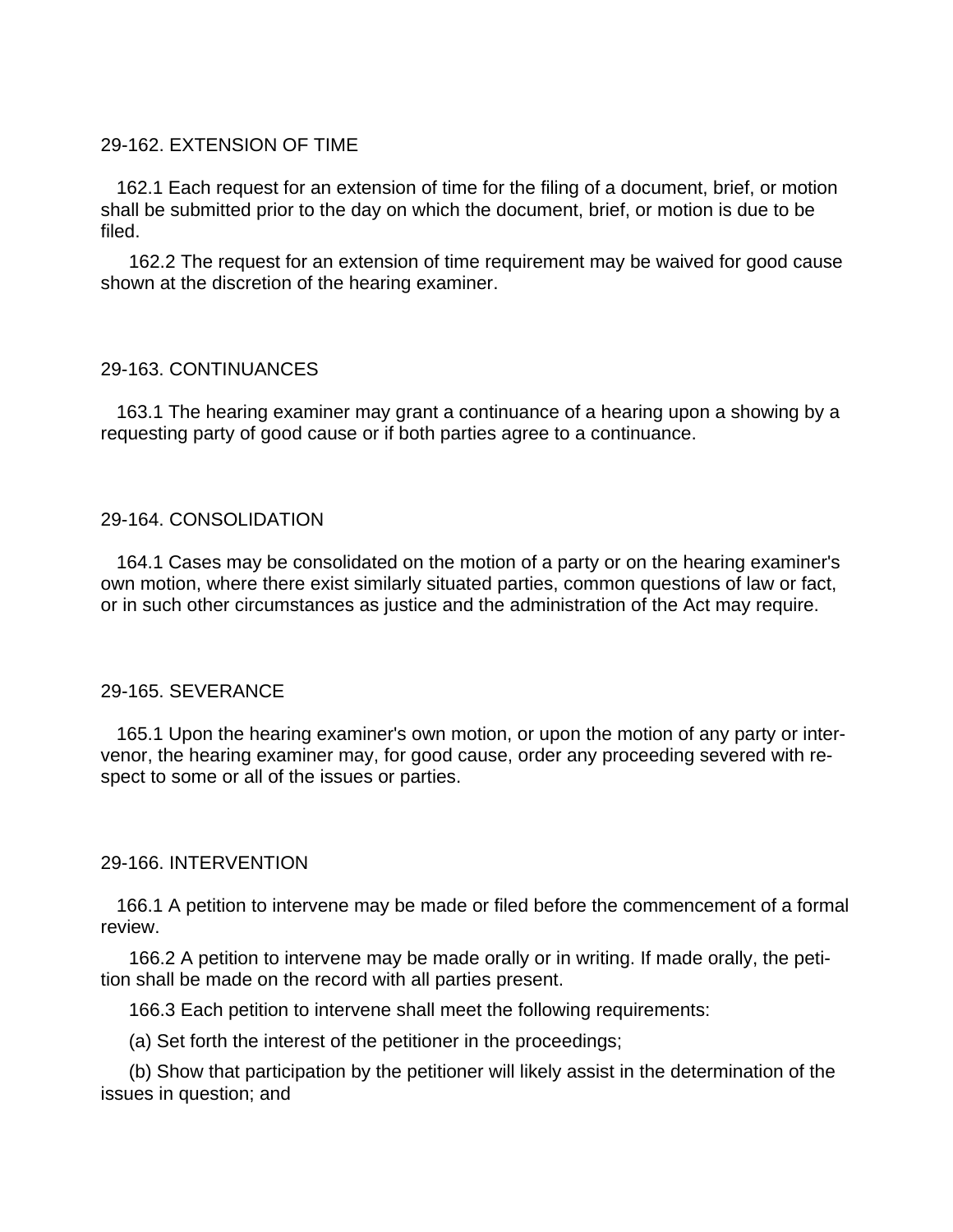## 29-162. EXTENSION OF TIME

162.1 Each request for an extension of time for the filing of a document, brief, or motion shall be submitted prior to the day on which the document, brief, or motion is due to be filed.

162.2 The request for an extension of time requirement may be waived for good cause shown at the discretion of the hearing examiner.

## 29-163. CONTINUANCES

163.1 The hearing examiner may grant a continuance of a hearing upon a showing by a requesting party of good cause or if both parties agree to a continuance.

## 29-164. CONSOLIDATION

164.1 Cases may be consolidated on the motion of a party or on the hearing examiner's own motion, where there exist similarly situated parties, common questions of law or fact, or in such other circumstances as justice and the administration of the Act may require.

## 29-165. SEVERANCE

165.1 Upon the hearing examiner's own motion, or upon the motion of any party or intervenor, the hearing examiner may, for good cause, order any proceeding severed with respect to some or all of the issues or parties.

## 29-166. INTERVENTION

166.1 A petition to intervene may be made or filed before the commencement of a formal review.

166.2 A petition to intervene may be made orally or in writing. If made orally, the petition shall be made on the record with all parties present.

166.3 Each petition to intervene shall meet the following requirements:

(a) Set forth the interest of the petitioner in the proceedings;

(b) Show that participation by the petitioner will likely assist in the determination of the issues in question; and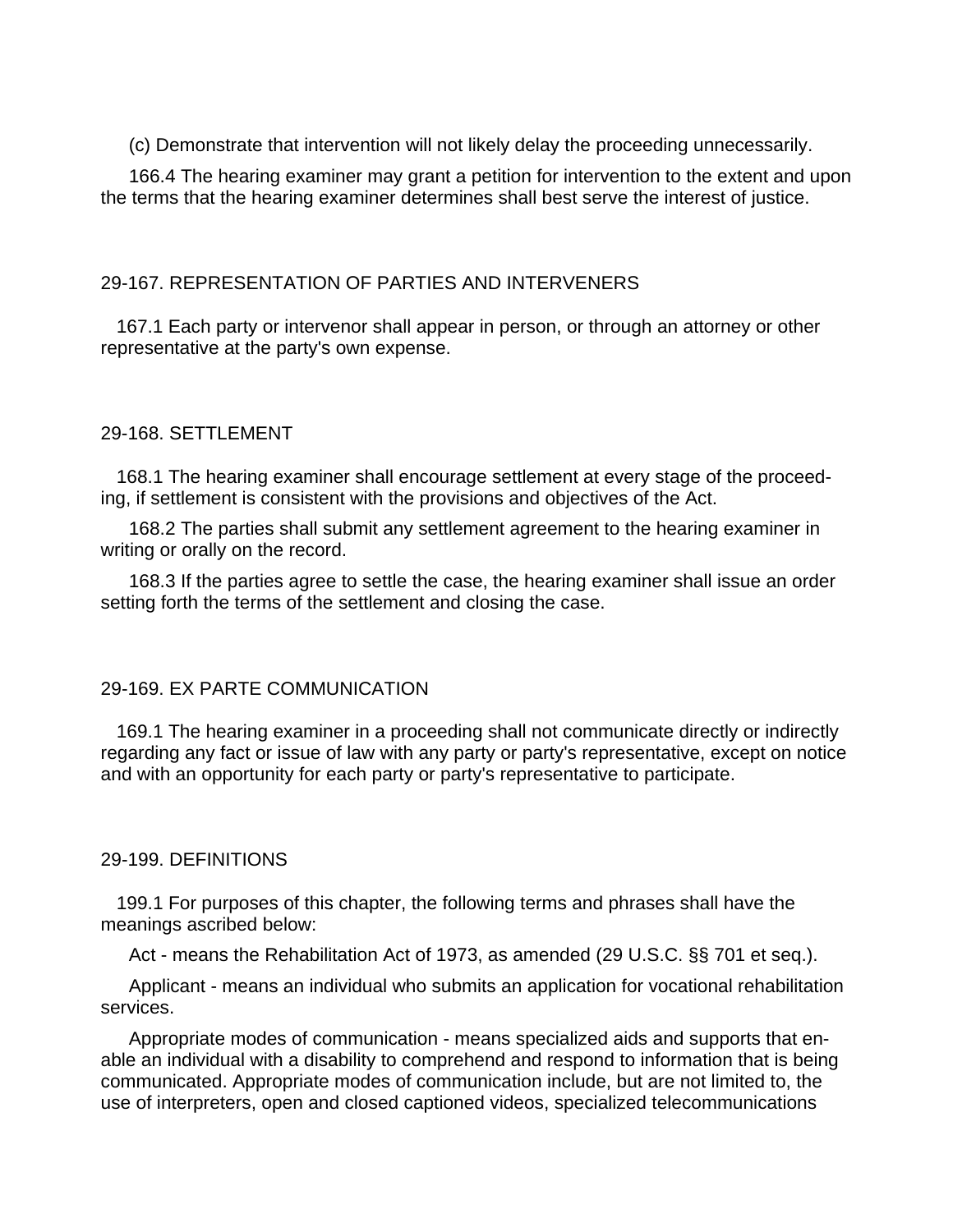(c) Demonstrate that intervention will not likely delay the proceeding unnecessarily.

166.4 The hearing examiner may grant a petition for intervention to the extent and upon the terms that the hearing examiner determines shall best serve the interest of justice.

## 29-167. REPRESENTATION OF PARTIES AND INTERVENERS

167.1 Each party or intervenor shall appear in person, or through an attorney or other representative at the party's own expense.

## 29-168. SETTLEMENT

168.1 The hearing examiner shall encourage settlement at every stage of the proceeding, if settlement is consistent with the provisions and objectives of the Act.

168.2 The parties shall submit any settlement agreement to the hearing examiner in writing or orally on the record.

168.3 If the parties agree to settle the case, the hearing examiner shall issue an order setting forth the terms of the settlement and closing the case.

## 29-169. EX PARTE COMMUNICATION

169.1 The hearing examiner in a proceeding shall not communicate directly or indirectly regarding any fact or issue of law with any party or party's representative, except on notice and with an opportunity for each party or party's representative to participate.

## 29-199. DEFINITIONS

199.1 For purposes of this chapter, the following terms and phrases shall have the meanings ascribed below:

Act - means the Rehabilitation Act of 1973, as amended (29 U.S.C. §§ 701 et seq.).

Applicant - means an individual who submits an application for vocational rehabilitation services.

Appropriate modes of communication - means specialized aids and supports that enable an individual with a disability to comprehend and respond to information that is being communicated. Appropriate modes of communication include, but are not limited to, the use of interpreters, open and closed captioned videos, specialized telecommunications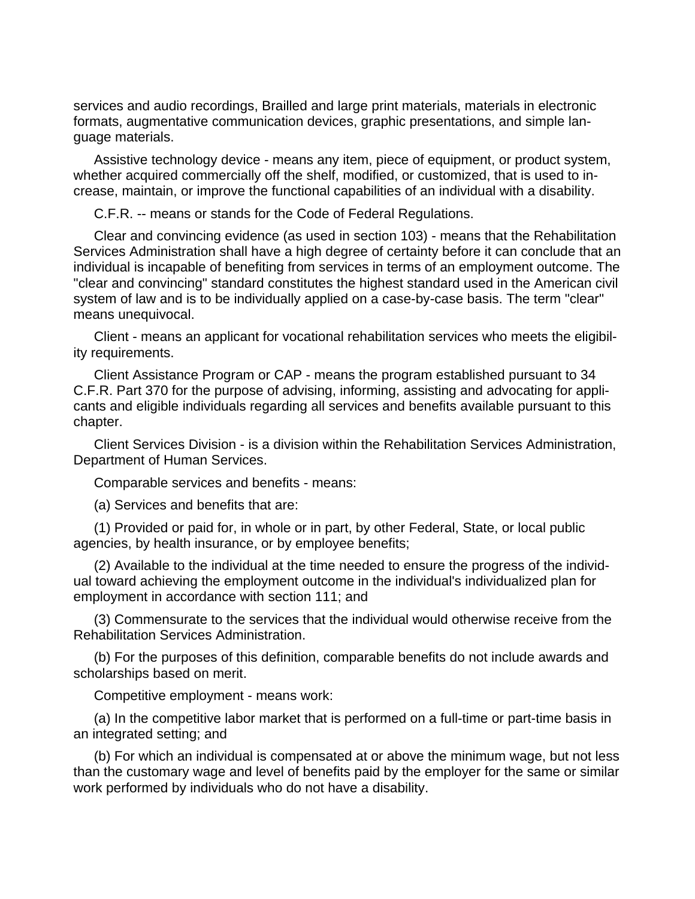services and audio recordings, Brailled and large print materials, materials in electronic formats, augmentative communication devices, graphic presentations, and simple language materials.

Assistive technology device - means any item, piece of equipment, or product system, whether acquired commercially off the shelf, modified, or customized, that is used to increase, maintain, or improve the functional capabilities of an individual with a disability.

C.F.R. -- means or stands for the Code of Federal Regulations.

Clear and convincing evidence (as used in section 103) - means that the Rehabilitation Services Administration shall have a high degree of certainty before it can conclude that an individual is incapable of benefiting from services in terms of an employment outcome. The "clear and convincing" standard constitutes the highest standard used in the American civil system of law and is to be individually applied on a case-by-case basis. The term "clear" means unequivocal.

Client - means an applicant for vocational rehabilitation services who meets the eligibility requirements.

Client Assistance Program or CAP - means the program established pursuant to 34 C.F.R. Part 370 for the purpose of advising, informing, assisting and advocating for applicants and eligible individuals regarding all services and benefits available pursuant to this chapter.

Client Services Division - is a division within the Rehabilitation Services Administration, Department of Human Services.

Comparable services and benefits - means:

(a) Services and benefits that are:

(1) Provided or paid for, in whole or in part, by other Federal, State, or local public agencies, by health insurance, or by employee benefits;

(2) Available to the individual at the time needed to ensure the progress of the individual toward achieving the employment outcome in the individual's individualized plan for employment in accordance with section 111; and

(3) Commensurate to the services that the individual would otherwise receive from the Rehabilitation Services Administration.

(b) For the purposes of this definition, comparable benefits do not include awards and scholarships based on merit.

Competitive employment - means work:

(a) In the competitive labor market that is performed on a full-time or part-time basis in an integrated setting; and

(b) For which an individual is compensated at or above the minimum wage, but not less than the customary wage and level of benefits paid by the employer for the same or similar work performed by individuals who do not have a disability.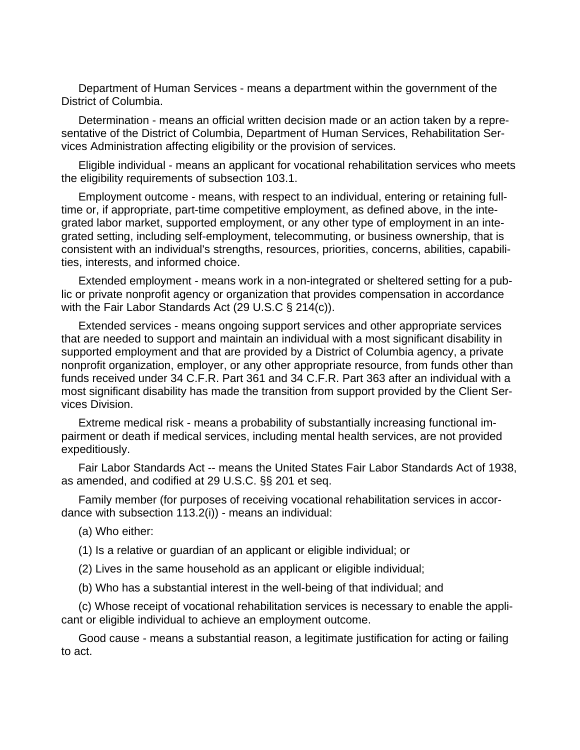Department of Human Services - means a department within the government of the District of Columbia.

Determination - means an official written decision made or an action taken by a representative of the District of Columbia, Department of Human Services, Rehabilitation Services Administration affecting eligibility or the provision of services.

Eligible individual - means an applicant for vocational rehabilitation services who meets the eligibility requirements of subsection 103.1.

Employment outcome - means, with respect to an individual, entering or retaining full-time or, if appropriate, part-time competitive employment, as defined above, in the integrated labor market, supported employment, or any other type of employment in an integrated setting, including self-employment, telecommuting, or business ownership, that is consistent with an individual's strengths, resources, priorities, concerns, abilities, capabilities, interests, and informed choice.

Extended employment - means work in a non-integrated or sheltered setting for a public or private nonprofit agency or organization that provides compensation in accordance with the Fair Labor Standards Act (29 U.S.C § 214(c)).

Extended services - means ongoing support services and other appropriate services that are needed to support and maintain an individual with a most significant disability in supported employment and that are provided by a District of Columbia agency, a private nonprofit organization, employer, or any other appropriate resource, from funds other than funds received under 34 C.F.R. Part 361 and 34 C.F.R. Part 363 after an individual with a most significant disability has made the transition from support provided by the Client Services Division.

Extreme medical risk - means a probability of substantially increasing functional impairment or death if medical services, including mental health services, are not provided expeditiously.

Fair Labor Standards Act -- means the United States Fair Labor Standards Act of 1938, as amended, and codified at 29 U.S.C. §§ 201 et seq.

Family member (for purposes of receiving vocational rehabilitation services in accordance with subsection 113.2(i)) - means an individual:

(a) Who either:

(1) Is a relative or guardian of an applicant or eligible individual; or

(2) Lives in the same household as an applicant or eligible individual;

(b) Who has a substantial interest in the well-being of that individual; and

(c) Whose receipt of vocational rehabilitation services is necessary to enable the applicant or eligible individual to achieve an employment outcome.

Good cause - means a substantial reason, a legitimate justification for acting or failing to act.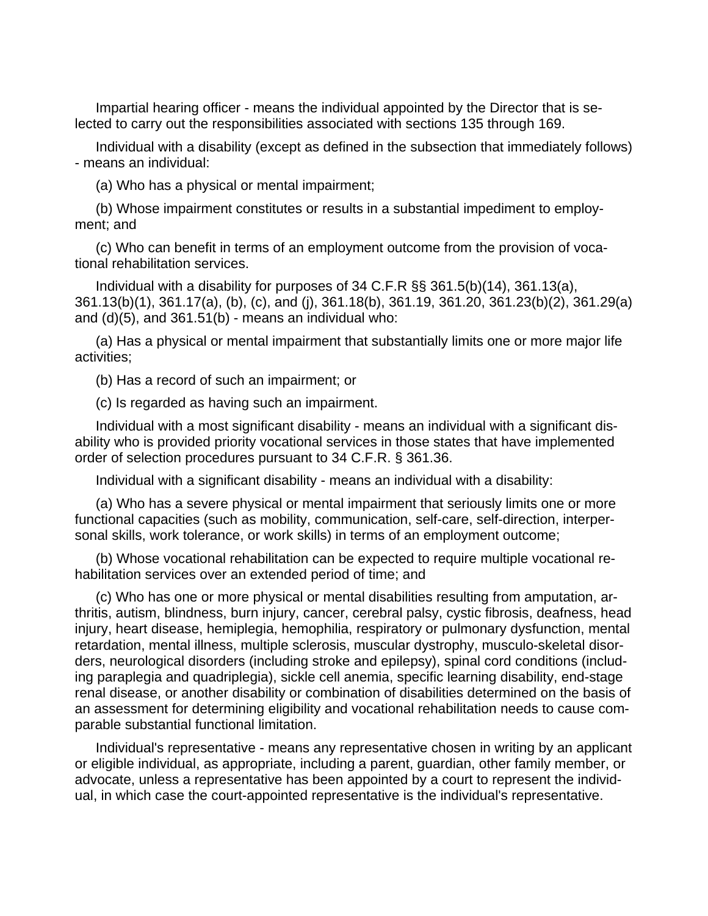Impartial hearing officer - means the individual appointed by the Director that is selected to carry out the responsibilities associated with sections 135 through 169.

Individual with a disability (except as defined in the subsection that immediately follows) - means an individual:

(a) Who has a physical or mental impairment;

(b) Whose impairment constitutes or results in a substantial impediment to employment; and

(c) Who can benefit in terms of an employment outcome from the provision of vocational rehabilitation services.

Individual with a disability for purposes of 34 C.F.R §§ 361.5(b)(14), 361.13(a), 361.13(b)(1), 361.17(a), (b), (c), and (j), 361.18(b), 361.19, 361.20, 361.23(b)(2), 361.29(a) and (d)(5), and 361.51(b) - means an individual who:

(a) Has a physical or mental impairment that substantially limits one or more major life activities;

(b) Has a record of such an impairment; or

(c) Is regarded as having such an impairment.

Individual with a most significant disability - means an individual with a significant disability who is provided priority vocational services in those states that have implemented order of selection procedures pursuant to 34 C.F.R. § 361.36.

Individual with a significant disability - means an individual with a disability:

(a) Who has a severe physical or mental impairment that seriously limits one or more functional capacities (such as mobility, communication, self-care, self-direction, interpersonal skills, work tolerance, or work skills) in terms of an employment outcome;

(b) Whose vocational rehabilitation can be expected to require multiple vocational rehabilitation services over an extended period of time; and

(c) Who has one or more physical or mental disabilities resulting from amputation, arthritis, autism, blindness, burn injury, cancer, cerebral palsy, cystic fibrosis, deafness, head injury, heart disease, hemiplegia, hemophilia, respiratory or pulmonary dysfunction, mental retardation, mental illness, multiple sclerosis, muscular dystrophy, musculo-skeletal disorders, neurological disorders (including stroke and epilepsy), spinal cord conditions (including paraplegia and quadriplegia), sickle cell anemia, specific learning disability, end-stage renal disease, or another disability or combination of disabilities determined on the basis of an assessment for determining eligibility and vocational rehabilitation needs to cause comparable substantial functional limitation.

Individual's representative - means any representative chosen in writing by an applicant or eligible individual, as appropriate, including a parent, guardian, other family member, or advocate, unless a representative has been appointed by a court to represent the individual, in which case the court-appointed representative is the individual's representative.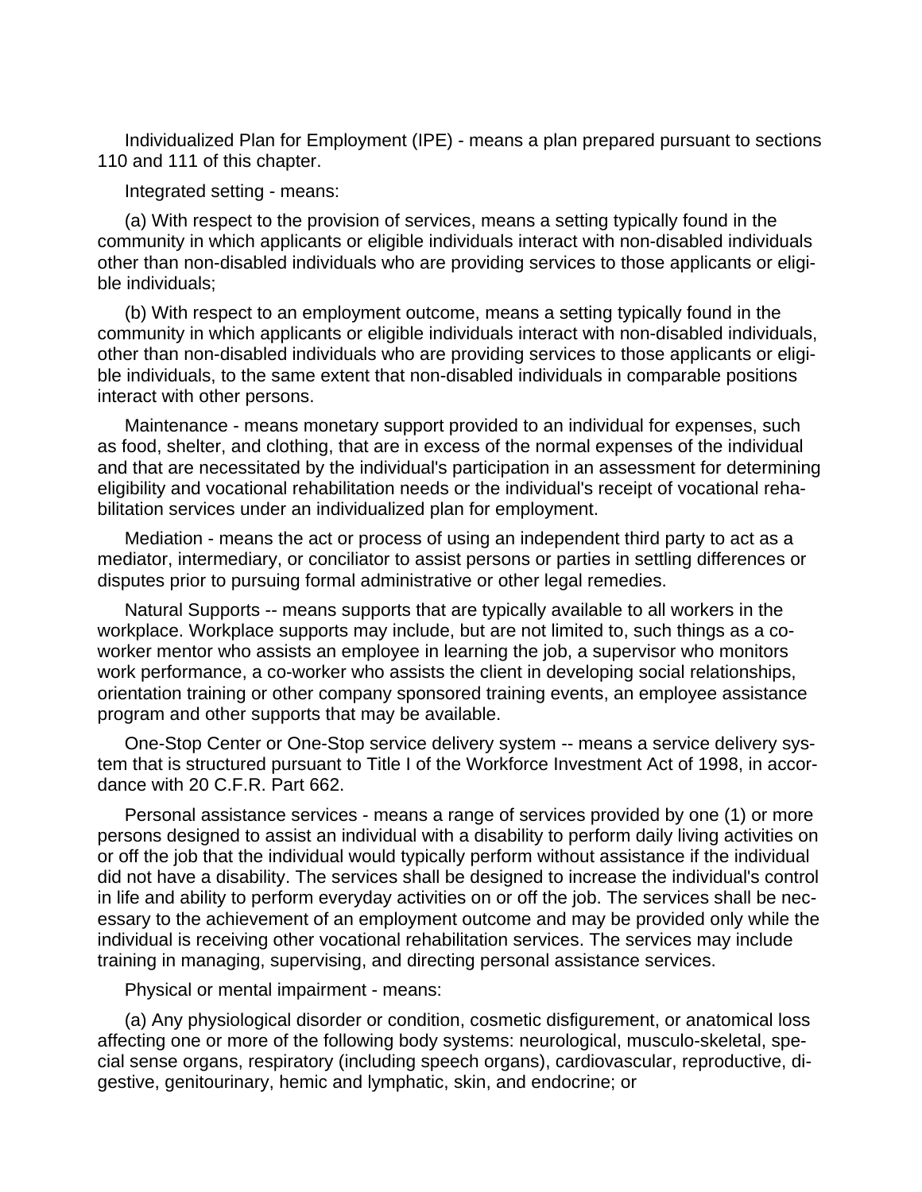Individualized Plan for Employment (IPE) - means a plan prepared pursuant to sections 110 and 111 of this chapter.

Integrated setting - means:

(a) With respect to the provision of services, means a setting typically found in the community in which applicants or eligible individuals interact with non-disabled individuals other than non-disabled individuals who are providing services to those applicants or eligible individuals;

(b) With respect to an employment outcome, means a setting typically found in the community in which applicants or eligible individuals interact with non-disabled individuals, other than non-disabled individuals who are providing services to those applicants or eligible individuals, to the same extent that non-disabled individuals in comparable positions interact with other persons.

Maintenance - means monetary support provided to an individual for expenses, such as food, shelter, and clothing, that are in excess of the normal expenses of the individual and that are necessitated by the individual's participation in an assessment for determining eligibility and vocational rehabilitation needs or the individual's receipt of vocational rehabilitation services under an individualized plan for employment.

Mediation - means the act or process of using an independent third party to act as a mediator, intermediary, or conciliator to assist persons or parties in settling differences or disputes prior to pursuing formal administrative or other legal remedies.

Natural Supports -- means supports that are typically available to all workers in the workplace. Workplace supports may include, but are not limited to, such things as a co-worker mentor who assists an employee in learning the job, a supervisor who monitors work performance, a co-worker who assists the client in developing social relationships, orientation training or other company sponsored training events, an employee assistance program and other supports that may be available.

One-Stop Center or One-Stop service delivery system -- means a service delivery system that is structured pursuant to Title I of the Workforce Investment Act of 1998, in accordance with 20 C.F.R. Part 662.

Personal assistance services - means a range of services provided by one (1) or more persons designed to assist an individual with a disability to perform daily living activities on or off the job that the individual would typically perform without assistance if the individual did not have a disability. The services shall be designed to increase the individual's control in life and ability to perform everyday activities on or off the job. The services shall be necessary to the achievement of an employment outcome and may be provided only while the individual is receiving other vocational rehabilitation services. The services may include training in managing, supervising, and directing personal assistance services.

Physical or mental impairment - means:

(a) Any physiological disorder or condition, cosmetic disfigurement, or anatomical loss affecting one or more of the following body systems: neurological, musculo-skeletal, special sense organs, respiratory (including speech organs), cardiovascular, reproductive, digestive, genitourinary, hemic and lymphatic, skin, and endocrine; or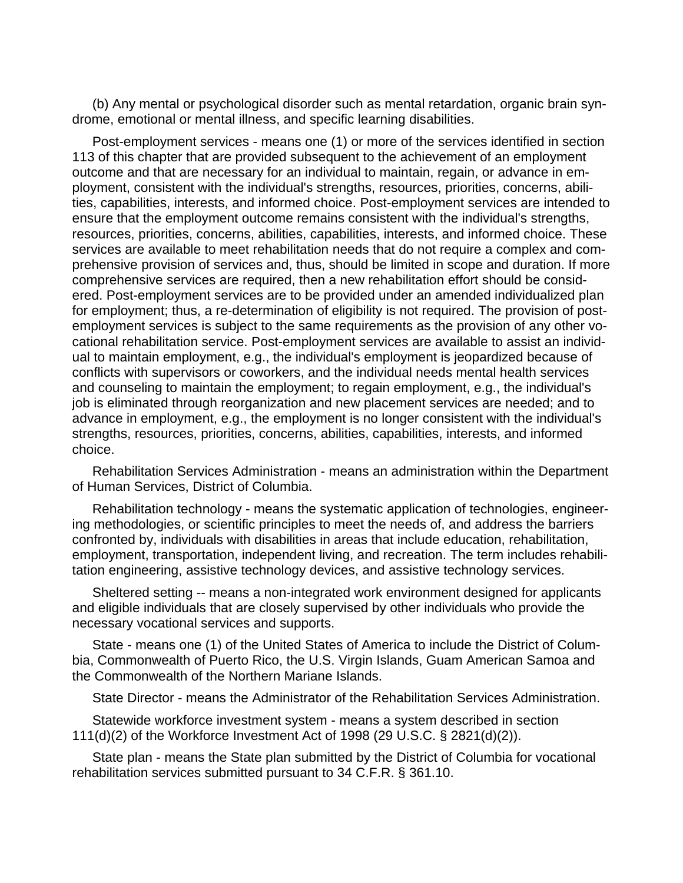(b) Any mental or psychological disorder such as mental retardation, organic brain syndrome, emotional or mental illness, and specific learning disabilities.

Post-employment services - means one (1) or more of the services identified in section 113 of this chapter that are provided subsequent to the achievement of an employment outcome and that are necessary for an individual to maintain, regain, or advance in employment, consistent with the individual's strengths, resources, priorities, concerns, abilities, capabilities, interests, and informed choice. Post-employment services are intended to ensure that the employment outcome remains consistent with the individual's strengths, resources, priorities, concerns, abilities, capabilities, interests, and informed choice. These services are available to meet rehabilitation needs that do not require a complex and comprehensive provision of services and, thus, should be limited in scope and duration. If more comprehensive services are required, then a new rehabilitation effort should be considered. Post-employment services are to be provided under an amended individualized plan for employment; thus, a re-determination of eligibility is not required. The provision of post-employment services is subject to the same requirements as the provision of any other vocational rehabilitation service. Post-employment services are available to assist an individual to maintain employment, e.g., the individual's employment is jeopardized because of conflicts with supervisors or coworkers, and the individual needs mental health services and counseling to maintain the employment; to regain employment, e.g., the individual's job is eliminated through reorganization and new placement services are needed; and to advance in employment, e.g., the employment is no longer consistent with the individual's strengths, resources, priorities, concerns, abilities, capabilities, interests, and informed choice.

Rehabilitation Services Administration - means an administration within the Department of Human Services, District of Columbia.

Rehabilitation technology - means the systematic application of technologies, engineering methodologies, or scientific principles to meet the needs of, and address the barriers confronted by, individuals with disabilities in areas that include education, rehabilitation, employment, transportation, independent living, and recreation. The term includes rehabilitation engineering, assistive technology devices, and assistive technology services.

Sheltered setting -- means a non-integrated work environment designed for applicants and eligible individuals that are closely supervised by other individuals who provide the necessary vocational services and supports.

State - means one (1) of the United States of America to include the District of Columbia, Commonwealth of Puerto Rico, the U.S. Virgin Islands, Guam American Samoa and the Commonwealth of the Northern Mariane Islands.

State Director - means the Administrator of the Rehabilitation Services Administration.

Statewide workforce investment system - means a system described in section 111(d)(2) of the Workforce Investment Act of 1998 (29 U.S.C. § 2821(d)(2)).

State plan - means the State plan submitted by the District of Columbia for vocational rehabilitation services submitted pursuant to 34 C.F.R. § 361.10.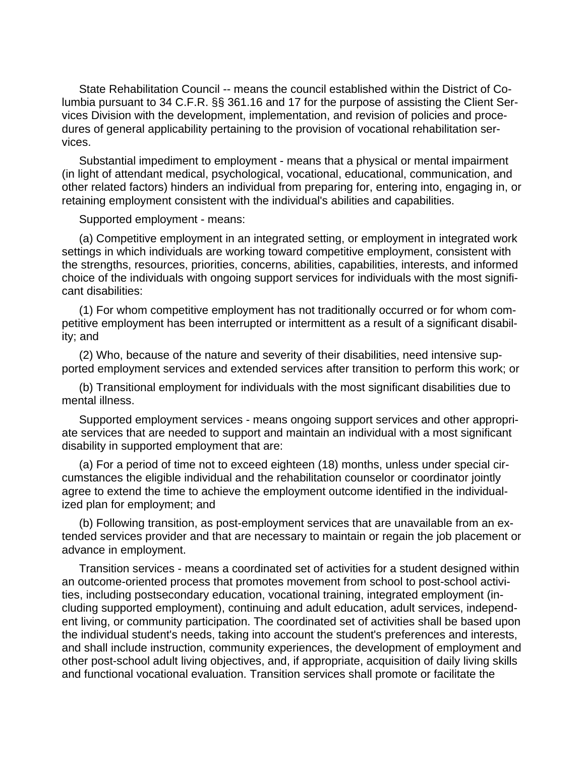State Rehabilitation Council -- means the council established within the District of Columbia pursuant to 34 C.F.R. §§ 361.16 and 17 for the purpose of assisting the Client Services Division with the development, implementation, and revision of policies and procedures of general applicability pertaining to the provision of vocational rehabilitation services.

Substantial impediment to employment - means that a physical or mental impairment (in light of attendant medical, psychological, vocational, educational, communication, and other related factors) hinders an individual from preparing for, entering into, engaging in, or retaining employment consistent with the individual's abilities and capabilities.

Supported employment - means:

(a) Competitive employment in an integrated setting, or employment in integrated work settings in which individuals are working toward competitive employment, consistent with the strengths, resources, priorities, concerns, abilities, capabilities, interests, and informed choice of the individuals with ongoing support services for individuals with the most significant disabilities:

(1) For whom competitive employment has not traditionally occurred or for whom competitive employment has been interrupted or intermittent as a result of a significant disability; and

(2) Who, because of the nature and severity of their disabilities, need intensive supported employment services and extended services after transition to perform this work; or

(b) Transitional employment for individuals with the most significant disabilities due to mental illness.

Supported employment services - means ongoing support services and other appropriate services that are needed to support and maintain an individual with a most significant disability in supported employment that are:

(a) For a period of time not to exceed eighteen (18) months, unless under special circumstances the eligible individual and the rehabilitation counselor or coordinator jointly agree to extend the time to achieve the employment outcome identified in the individualized plan for employment; and

(b) Following transition, as post-employment services that are unavailable from an extended services provider and that are necessary to maintain or regain the job placement or advance in employment.

Transition services - means a coordinated set of activities for a student designed within an outcome-oriented process that promotes movement from school to post-school activities, including postsecondary education, vocational training, integrated employment (including supported employment), continuing and adult education, adult services, independent living, or community participation. The coordinated set of activities shall be based upon the individual student's needs, taking into account the student's preferences and interests, and shall include instruction, community experiences, the development of employment and other post-school adult living objectives, and, if appropriate, acquisition of daily living skills and functional vocational evaluation. Transition services shall promote or facilitate the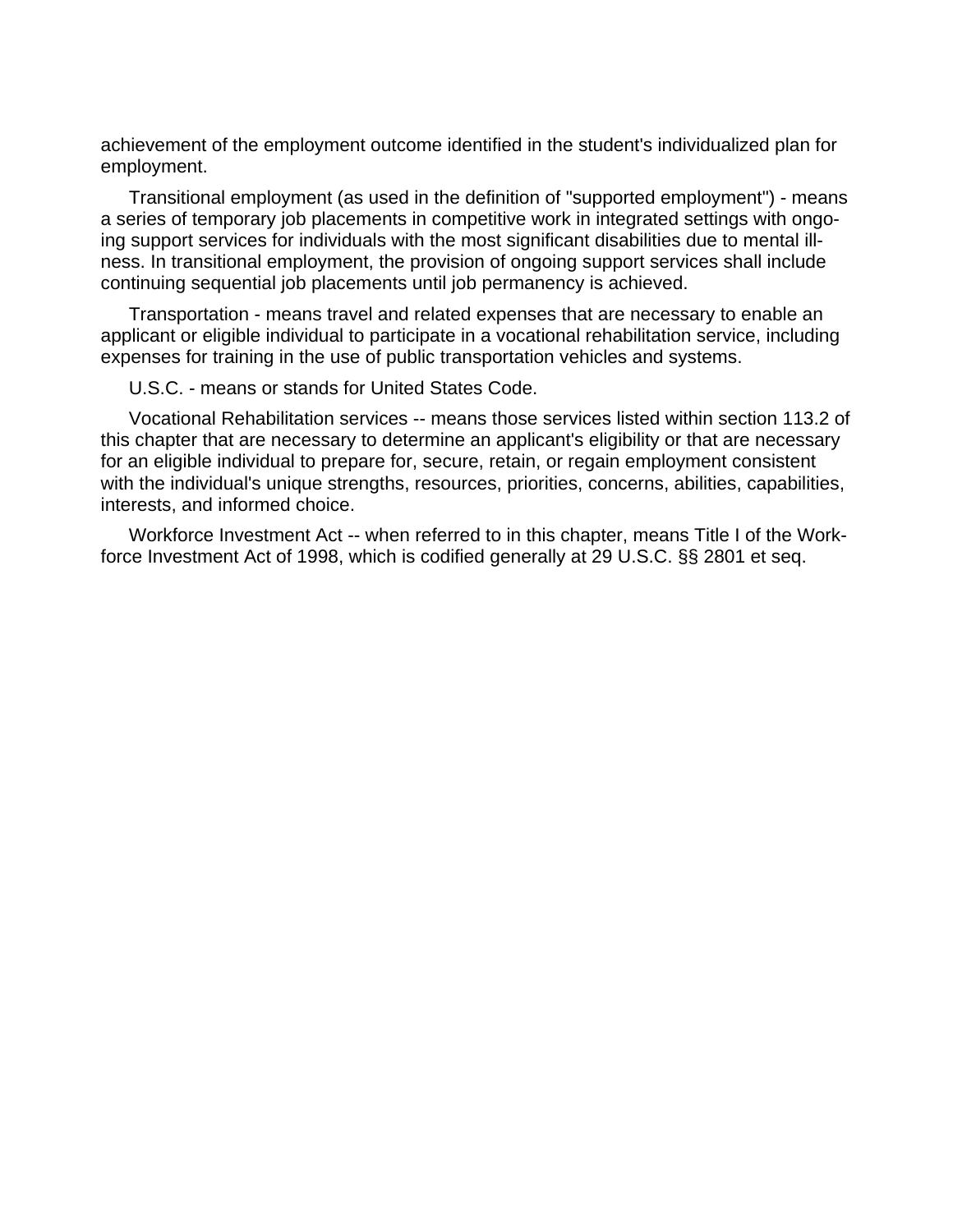achievement of the employment outcome identified in the student's individualized plan for employment.

Transitional employment (as used in the definition of "supported employment") - means a series of temporary job placements in competitive work in integrated settings with ongoing support services for individuals with the most significant disabilities due to mental illness. In transitional employment, the provision of ongoing support services shall include continuing sequential job placements until job permanency is achieved.

Transportation - means travel and related expenses that are necessary to enable an applicant or eligible individual to participate in a vocational rehabilitation service, including expenses for training in the use of public transportation vehicles and systems.

U.S.C. - means or stands for United States Code.

Vocational Rehabilitation services -- means those services listed within section 113.2 of this chapter that are necessary to determine an applicant's eligibility or that are necessary for an eligible individual to prepare for, secure, retain, or regain employment consistent with the individual's unique strengths, resources, priorities, concerns, abilities, capabilities, interests, and informed choice.

Workforce Investment Act -- when referred to in this chapter, means Title I of the Workforce Investment Act of 1998, which is codified generally at 29 U.S.C. §§ 2801 et seq.